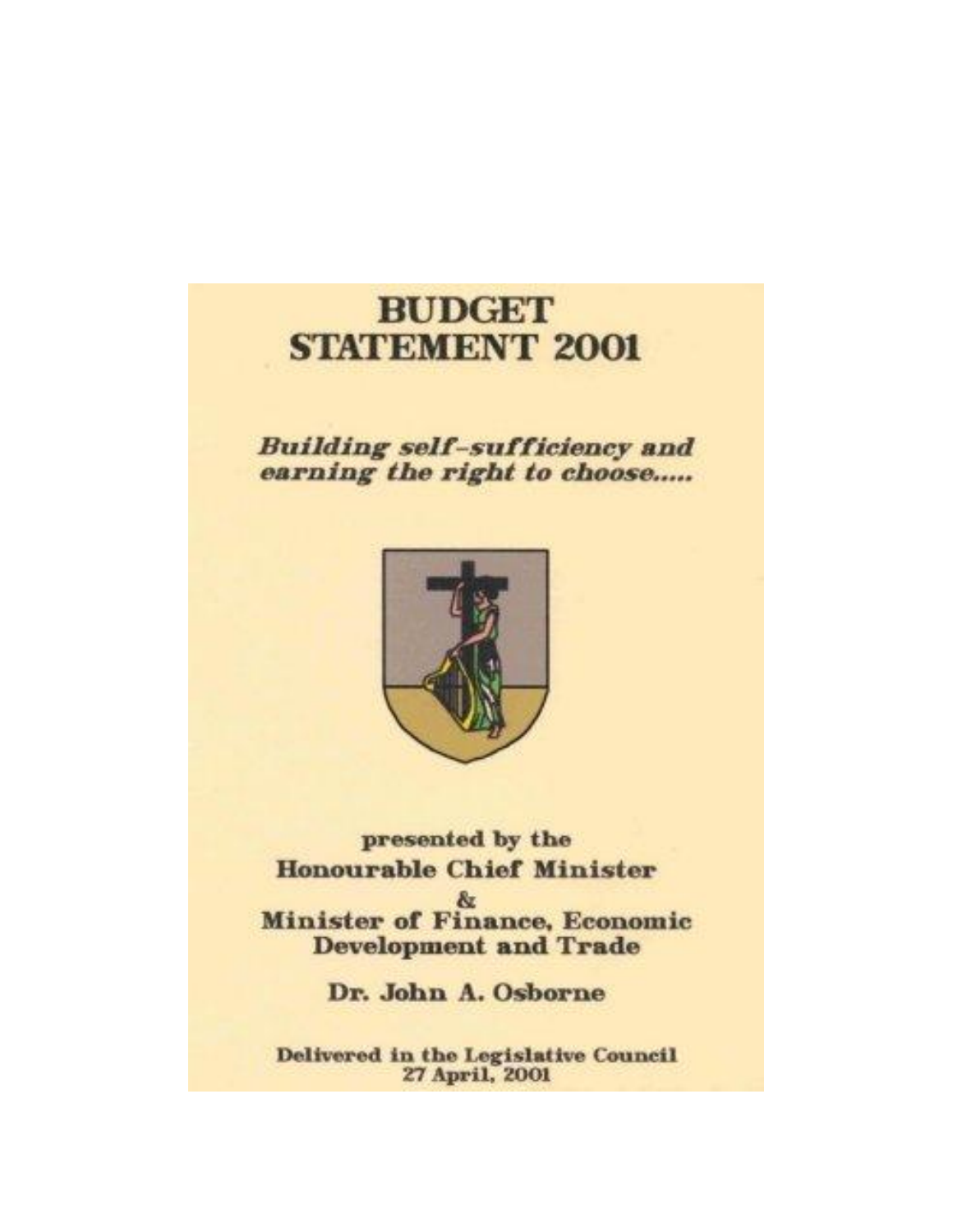# BUDGET STATEMENT 2001

***Building self-sufficiency and earning the right to choose.....***

**presented by the**

**Honourable Chief Minister**

**&**

**Minister of Finance, Economic Development and Trade**

**Dr. John A. Osborne**

**Delivered in the Legislative Council**
**27 April, 2001**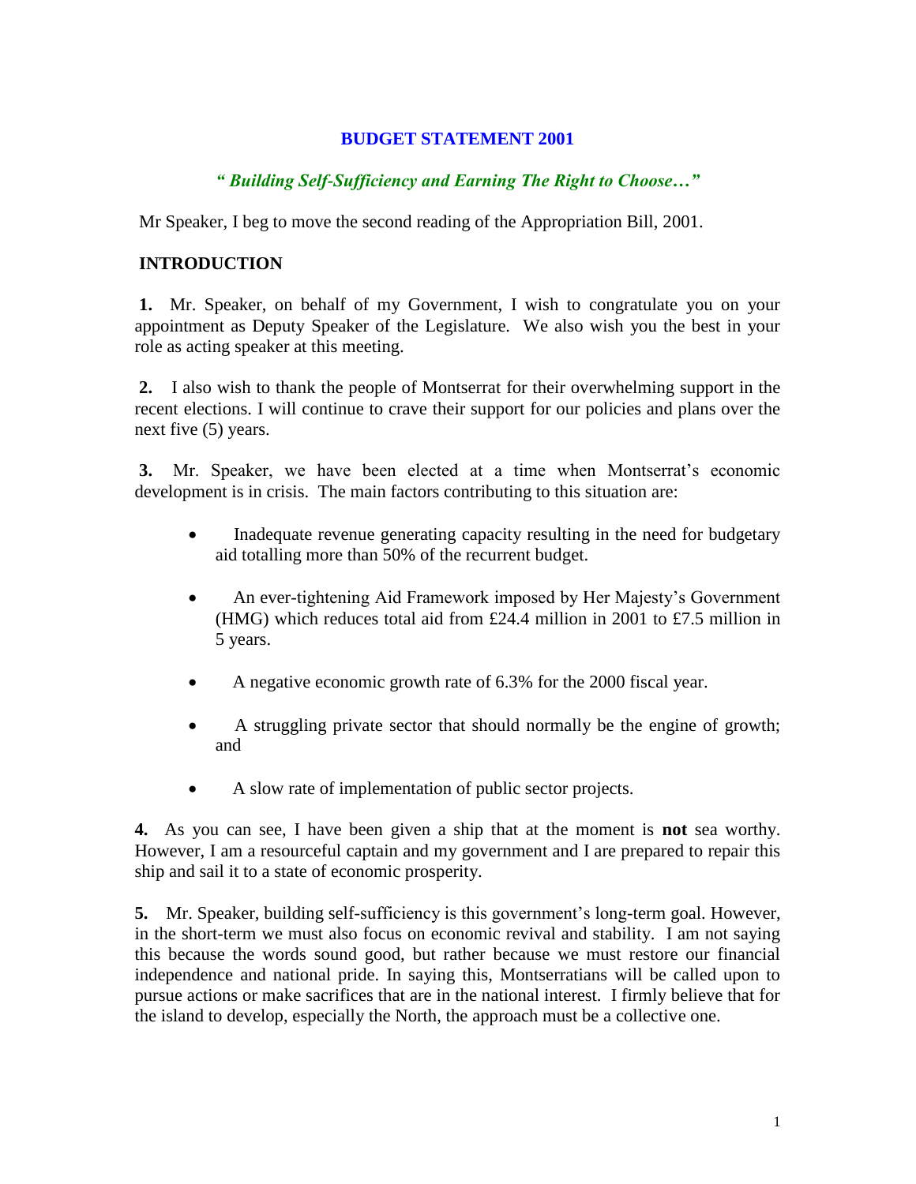# BUDGET STATEMENT 2001

***" Building Self-Sufficiency and Earning The Right to Choose…"***

Mr Speaker, I beg to move the second reading of the Appropriation Bill, 2001.

## INTRODUCTION

**1.** Mr. Speaker, on behalf of my Government, I wish to congratulate you on your appointment as Deputy Speaker of the Legislature. We also wish you the best in your role as acting speaker at this meeting.

**2.** I also wish to thank the people of Montserrat for their overwhelming support in the recent elections. I will continue to crave their support for our policies and plans over the next five (5) years.

**3.** Mr. Speaker, we have been elected at a time when Montserrat's economic development is in crisis. The main factors contributing to this situation are:

- Inadequate revenue generating capacity resulting in the need for budgetary aid totalling more than 50% of the recurrent budget.
- An ever-tightening Aid Framework imposed by Her Majesty's Government (HMG) which reduces total aid from £24.4 million in 2001 to £7.5 million in 5 years.
- A negative economic growth rate of 6.3% for the 2000 fiscal year.
- A struggling private sector that should normally be the engine of growth; and
- A slow rate of implementation of public sector projects.

**4.** As you can see, I have been given a ship that at the moment is **not** sea worthy. However, I am a resourceful captain and my government and I are prepared to repair this ship and sail it to a state of economic prosperity.

**5.** Mr. Speaker, building self-sufficiency is this government's long-term goal. However, in the short-term we must also focus on economic revival and stability. I am not saying this because the words sound good, but rather because we must restore our financial independence and national pride. In saying this, Montserratians will be called upon to pursue actions or make sacrifices that are in the national interest. I firmly believe that for the island to develop, especially the North, the approach must be a collective one.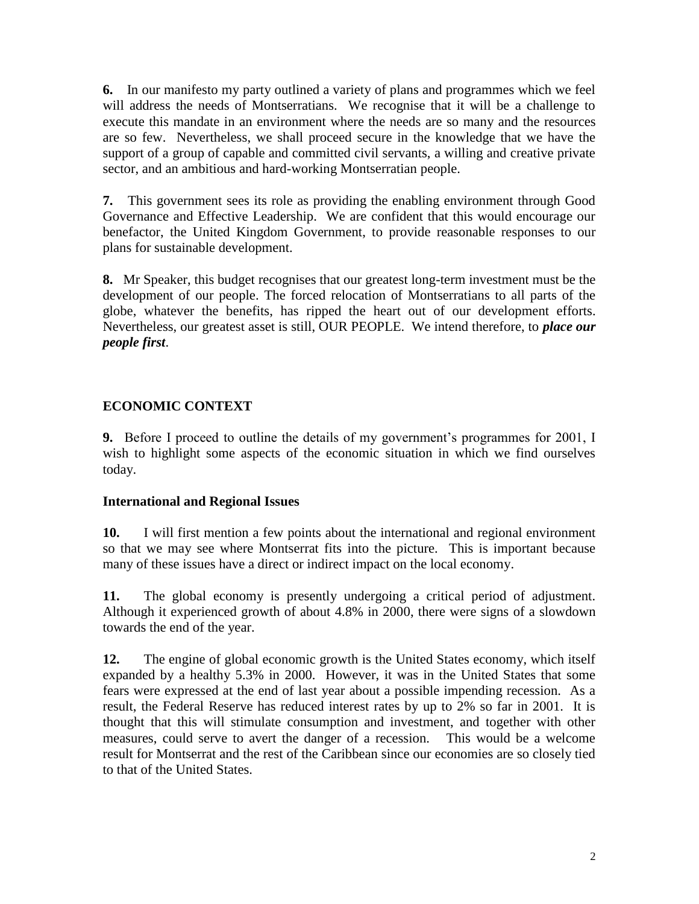**6.** In our manifesto my party outlined a variety of plans and programmes which we feel will address the needs of Montserratians. We recognise that it will be a challenge to execute this mandate in an environment where the needs are so many and the resources are so few. Nevertheless, we shall proceed secure in the knowledge that we have the support of a group of capable and committed civil servants, a willing and creative private sector, and an ambitious and hard-working Montserratian people.

**7.** This government sees its role as providing the enabling environment through Good Governance and Effective Leadership. We are confident that this would encourage our benefactor, the United Kingdom Government, to provide reasonable responses to our plans for sustainable development.

**8.** Mr Speaker, this budget recognises that our greatest long-term investment must be the development of our people. The forced relocation of Montserratians to all parts of the globe, whatever the benefits, has ripped the heart out of our development efforts. Nevertheless, our greatest asset is still, OUR PEOPLE. We intend therefore, to ***place our people first***.

## ECONOMIC CONTEXT

**9.** Before I proceed to outline the details of my government's programmes for 2001, I wish to highlight some aspects of the economic situation in which we find ourselves today.

### International and Regional Issues

**10.** I will first mention a few points about the international and regional environment so that we may see where Montserrat fits into the picture. This is important because many of these issues have a direct or indirect impact on the local economy.

**11.** The global economy is presently undergoing a critical period of adjustment. Although it experienced growth of about 4.8% in 2000, there were signs of a slowdown towards the end of the year.

**12.** The engine of global economic growth is the United States economy, which itself expanded by a healthy 5.3% in 2000. However, it was in the United States that some fears were expressed at the end of last year about a possible impending recession. As a result, the Federal Reserve has reduced interest rates by up to 2% so far in 2001. It is thought that this will stimulate consumption and investment, and together with other measures, could serve to avert the danger of a recession. This would be a welcome result for Montserrat and the rest of the Caribbean since our economies are so closely tied to that of the United States.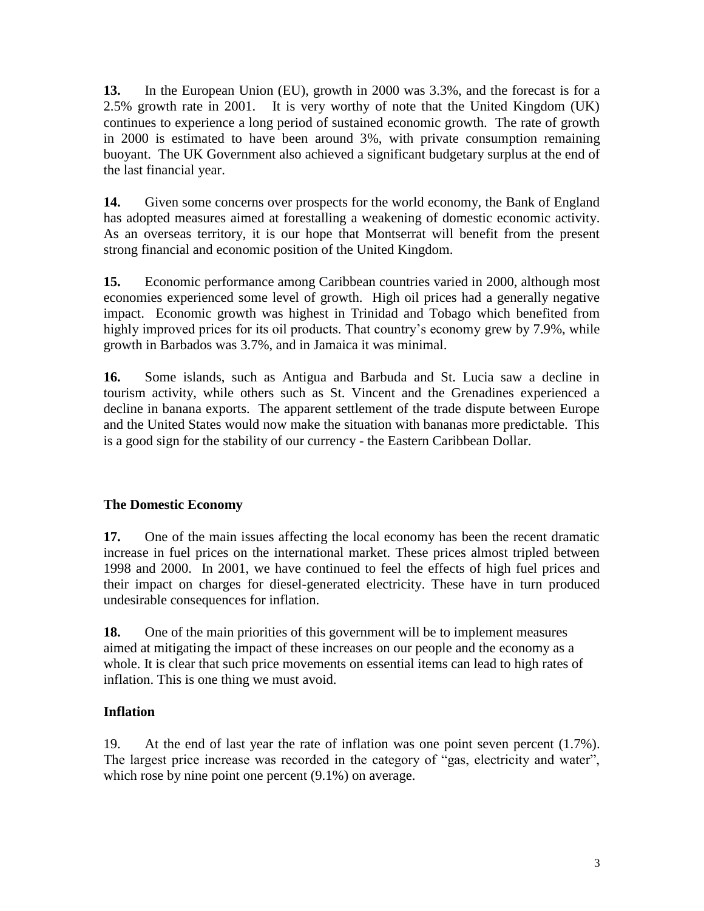**13.** In the European Union (EU), growth in 2000 was 3.3%, and the forecast is for a 2.5% growth rate in 2001. It is very worthy of note that the United Kingdom (UK) continues to experience a long period of sustained economic growth. The rate of growth in 2000 is estimated to have been around 3%, with private consumption remaining buoyant. The UK Government also achieved a significant budgetary surplus at the end of the last financial year.

**14.** Given some concerns over prospects for the world economy, the Bank of England has adopted measures aimed at forestalling a weakening of domestic economic activity. As an overseas territory, it is our hope that Montserrat will benefit from the present strong financial and economic position of the United Kingdom.

**15.** Economic performance among Caribbean countries varied in 2000, although most economies experienced some level of growth. High oil prices had a generally negative impact. Economic growth was highest in Trinidad and Tobago which benefited from highly improved prices for its oil products. That country's economy grew by 7.9%, while growth in Barbados was 3.7%, and in Jamaica it was minimal.

**16.** Some islands, such as Antigua and Barbuda and St. Lucia saw a decline in tourism activity, while others such as St. Vincent and the Grenadines experienced a decline in banana exports. The apparent settlement of the trade dispute between Europe and the United States would now make the situation with bananas more predictable. This is a good sign for the stability of our currency - the Eastern Caribbean Dollar.

**The Domestic Economy**

**17.** One of the main issues affecting the local economy has been the recent dramatic increase in fuel prices on the international market. These prices almost tripled between 1998 and 2000. In 2001, we have continued to feel the effects of high fuel prices and their impact on charges for diesel-generated electricity. These have in turn produced undesirable consequences for inflation.

**18.** One of the main priorities of this government will be to implement measures aimed at mitigating the impact of these increases on our people and the economy as a whole. It is clear that such price movements on essential items can lead to high rates of inflation. This is one thing we must avoid.

**Inflation**

19. At the end of last year the rate of inflation was one point seven percent (1.7%). The largest price increase was recorded in the category of "gas, electricity and water", which rose by nine point one percent (9.1%) on average.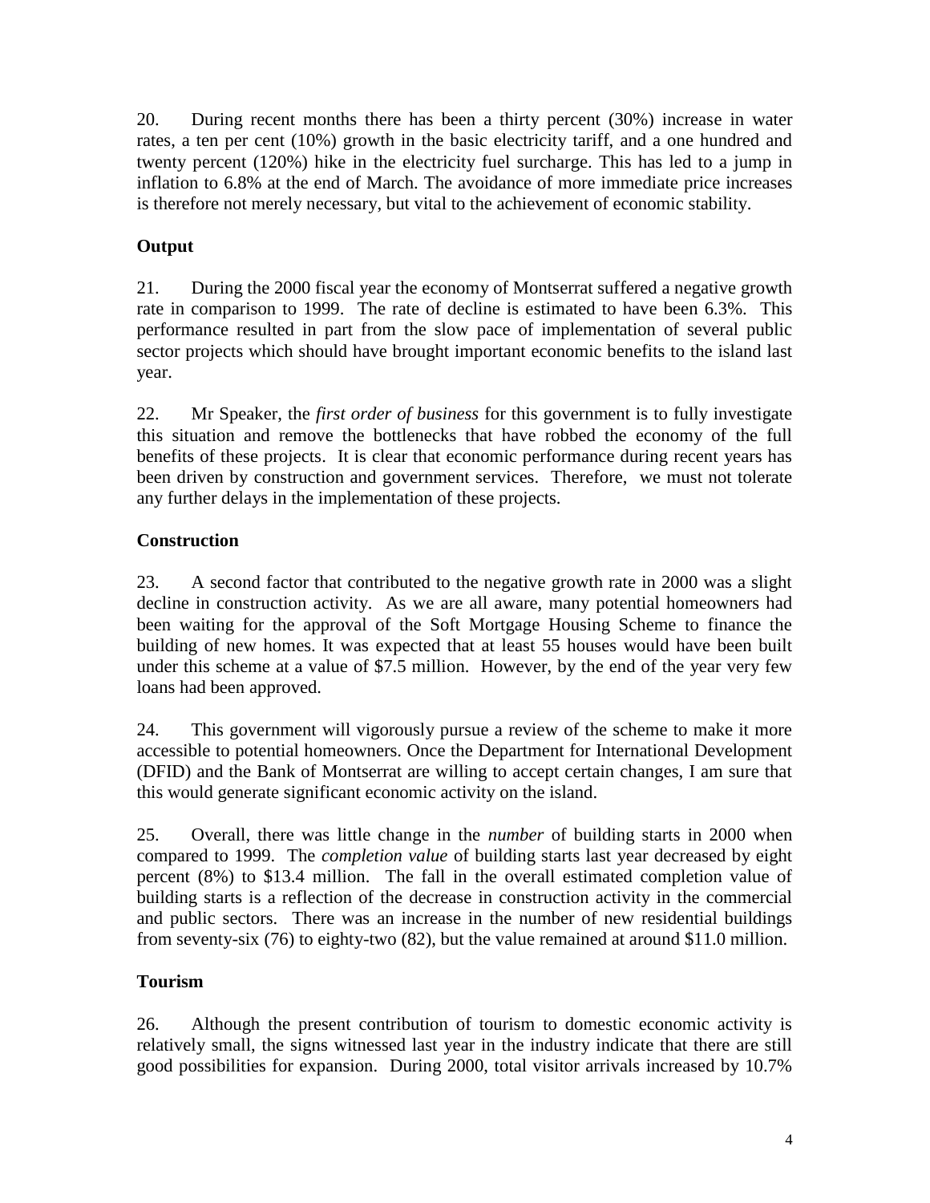20. During recent months there has been a thirty percent (30%) increase in water rates, a ten per cent (10%) growth in the basic electricity tariff, and a one hundred and twenty percent (120%) hike in the electricity fuel surcharge. This has led to a jump in inflation to 6.8% at the end of March. The avoidance of more immediate price increases is therefore not merely necessary, but vital to the achievement of economic stability.

**Output**

21. During the 2000 fiscal year the economy of Montserrat suffered a negative growth rate in comparison to 1999. The rate of decline is estimated to have been 6.3%. This performance resulted in part from the slow pace of implementation of several public sector projects which should have brought important economic benefits to the island last year.

22. Mr Speaker, the *first order of business* for this government is to fully investigate this situation and remove the bottlenecks that have robbed the economy of the full benefits of these projects. It is clear that economic performance during recent years has been driven by construction and government services. Therefore, we must not tolerate any further delays in the implementation of these projects.

**Construction**

23. A second factor that contributed to the negative growth rate in 2000 was a slight decline in construction activity. As we are all aware, many potential homeowners had been waiting for the approval of the Soft Mortgage Housing Scheme to finance the building of new homes. It was expected that at least 55 houses would have been built under this scheme at a value of $7.5 million. However, by the end of the year very few loans had been approved.

24. This government will vigorously pursue a review of the scheme to make it more accessible to potential homeowners. Once the Department for International Development (DFID) and the Bank of Montserrat are willing to accept certain changes, I am sure that this would generate significant economic activity on the island.

25. Overall, there was little change in the *number* of building starts in 2000 when compared to 1999. The *completion value* of building starts last year decreased by eight percent (8%) to $13.4 million. The fall in the overall estimated completion value of building starts is a reflection of the decrease in construction activity in the commercial and public sectors. There was an increase in the number of new residential buildings from seventy-six (76) to eighty-two (82), but the value remained at around $11.0 million.

**Tourism**

26. Although the present contribution of tourism to domestic economic activity is relatively small, the signs witnessed last year in the industry indicate that there are still good possibilities for expansion. During 2000, total visitor arrivals increased by 10.7%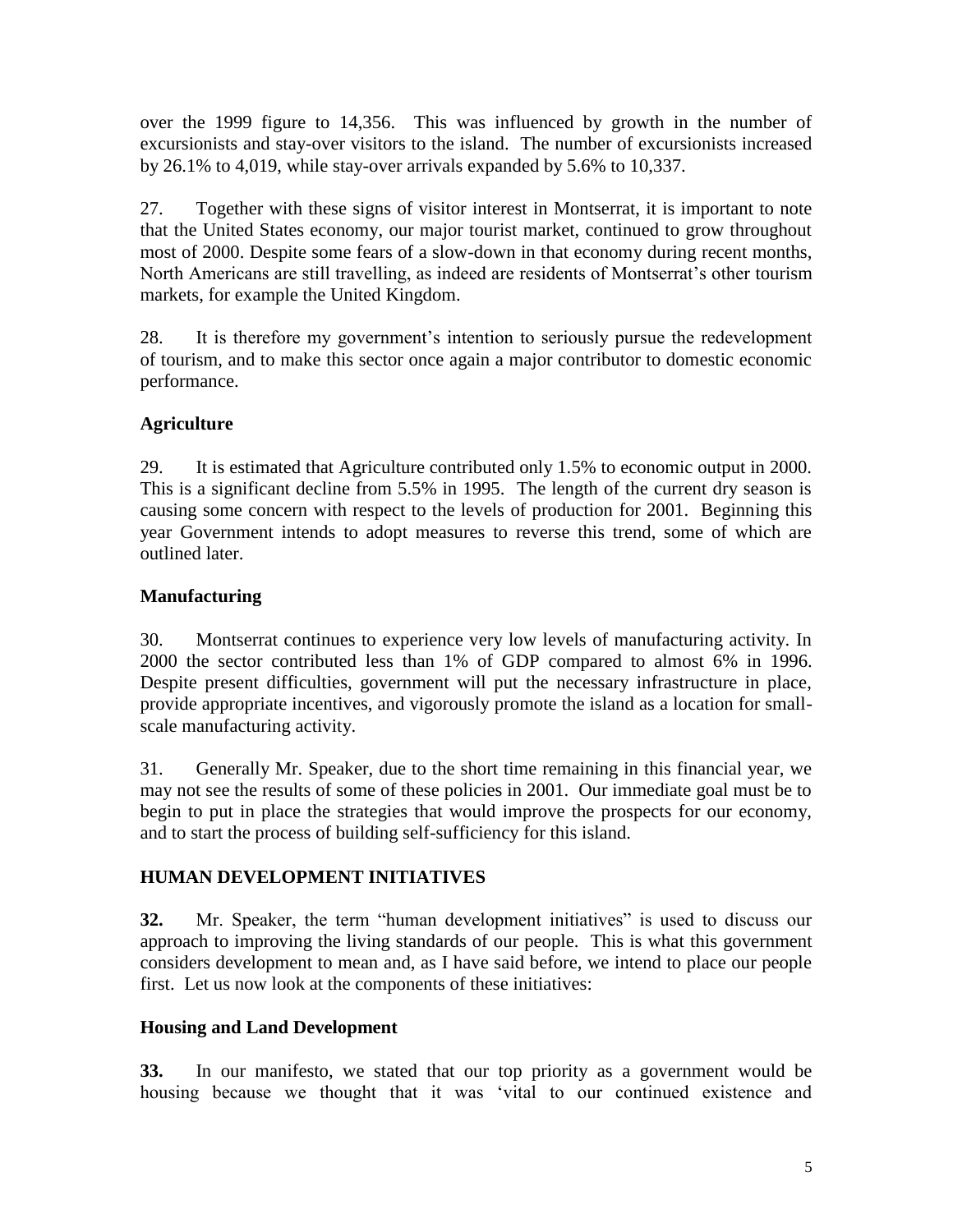over the 1999 figure to 14,356. This was influenced by growth in the number of excursionists and stay-over visitors to the island. The number of excursionists increased by 26.1% to 4,019, while stay-over arrivals expanded by 5.6% to 10,337.

27. Together with these signs of visitor interest in Montserrat, it is important to note that the United States economy, our major tourist market, continued to grow throughout most of 2000. Despite some fears of a slow-down in that economy during recent months, North Americans are still travelling, as indeed are residents of Montserrat's other tourism markets, for example the United Kingdom.

28. It is therefore my government's intention to seriously pursue the redevelopment of tourism, and to make this sector once again a major contributor to domestic economic performance.

**Agriculture**

29. It is estimated that Agriculture contributed only 1.5% to economic output in 2000. This is a significant decline from 5.5% in 1995. The length of the current dry season is causing some concern with respect to the levels of production for 2001. Beginning this year Government intends to adopt measures to reverse this trend, some of which are outlined later.

**Manufacturing**

30. Montserrat continues to experience very low levels of manufacturing activity. In 2000 the sector contributed less than 1% of GDP compared to almost 6% in 1996. Despite present difficulties, government will put the necessary infrastructure in place, provide appropriate incentives, and vigorously promote the island as a location for small-scale manufacturing activity.

31. Generally Mr. Speaker, due to the short time remaining in this financial year, we may not see the results of some of these policies in 2001. Our immediate goal must be to begin to put in place the strategies that would improve the prospects for our economy, and to start the process of building self-sufficiency for this island.

## HUMAN DEVELOPMENT INITIATIVES

**32.** Mr. Speaker, the term "human development initiatives" is used to discuss our approach to improving the living standards of our people. This is what this government considers development to mean and, as I have said before, we intend to place our people first. Let us now look at the components of these initiatives:

**Housing and Land Development**

**33.** In our manifesto, we stated that our top priority as a government would be housing because we thought that it was 'vital to our continued existence and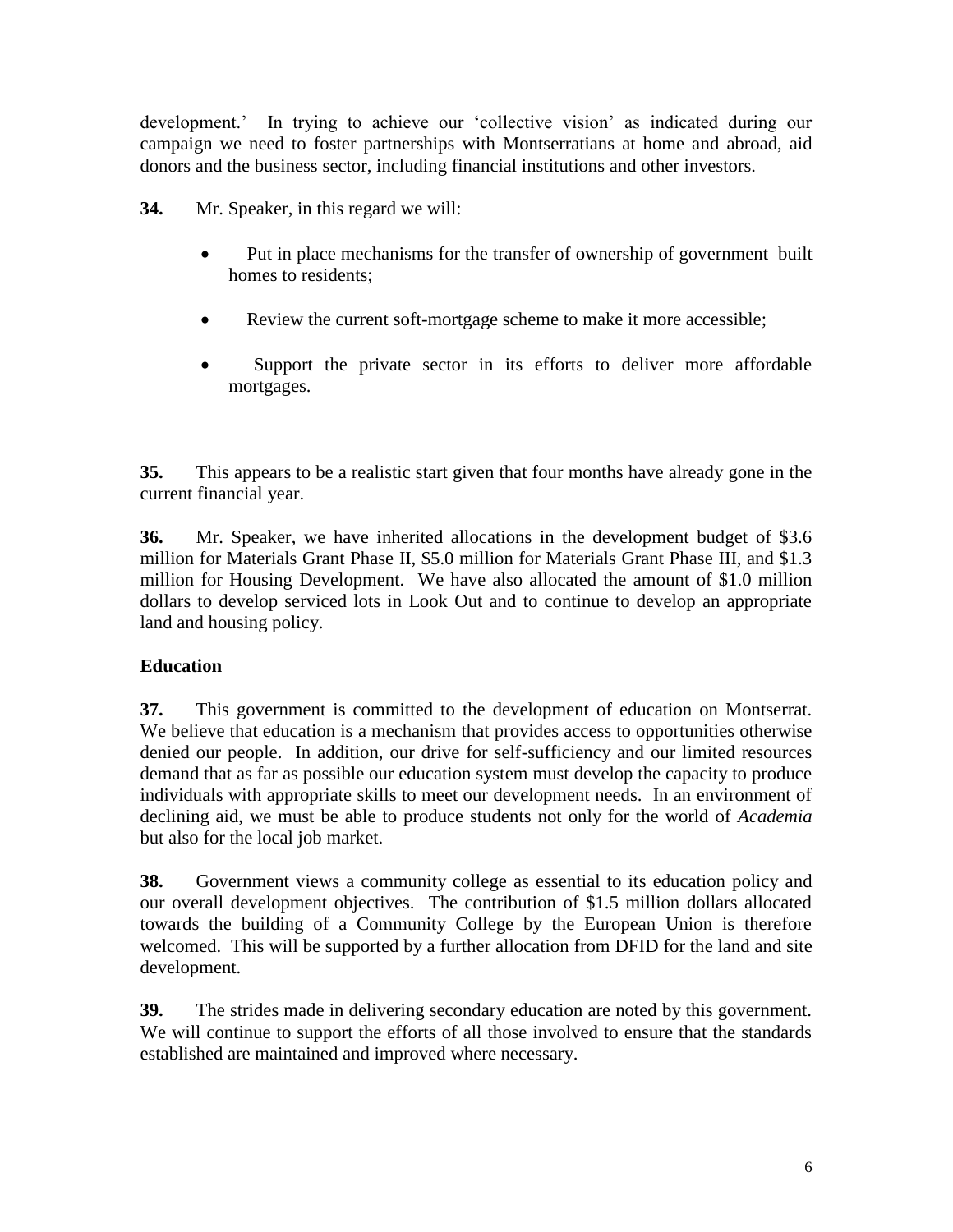development.' In trying to achieve our 'collective vision' as indicated during our campaign we need to foster partnerships with Montserratians at home and abroad, aid donors and the business sector, including financial institutions and other investors.

**34.** Mr. Speaker, in this regard we will:

- Put in place mechanisms for the transfer of ownership of government–built homes to residents;
- Review the current soft-mortgage scheme to make it more accessible;
- Support the private sector in its efforts to deliver more affordable mortgages.

**35.** This appears to be a realistic start given that four months have already gone in the current financial year.

**36.** Mr. Speaker, we have inherited allocations in the development budget of $3.6 million for Materials Grant Phase II, $5.0 million for Materials Grant Phase III, and $1.3 million for Housing Development. We have also allocated the amount of $1.0 million dollars to develop serviced lots in Look Out and to continue to develop an appropriate land and housing policy.

## Education

**37.** This government is committed to the development of education on Montserrat. We believe that education is a mechanism that provides access to opportunities otherwise denied our people. In addition, our drive for self-sufficiency and our limited resources demand that as far as possible our education system must develop the capacity to produce individuals with appropriate skills to meet our development needs. In an environment of declining aid, we must be able to produce students not only for the world of *Academia* but also for the local job market.

**38.** Government views a community college as essential to its education policy and our overall development objectives. The contribution of $1.5 million dollars allocated towards the building of a Community College by the European Union is therefore welcomed. This will be supported by a further allocation from DFID for the land and site development.

**39.** The strides made in delivering secondary education are noted by this government. We will continue to support the efforts of all those involved to ensure that the standards established are maintained and improved where necessary.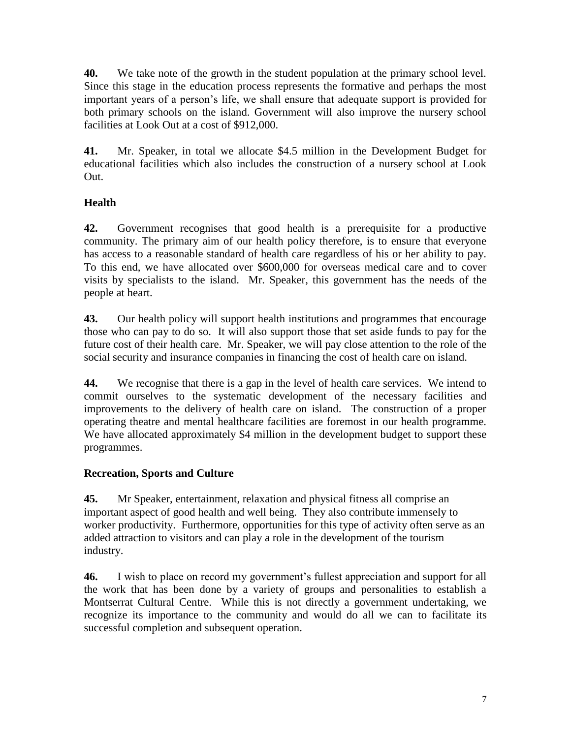**40.** We take note of the growth in the student population at the primary school level. Since this stage in the education process represents the formative and perhaps the most important years of a person's life, we shall ensure that adequate support is provided for both primary schools on the island. Government will also improve the nursery school facilities at Look Out at a cost of $912,000.

**41.** Mr. Speaker, in total we allocate $4.5 million in the Development Budget for educational facilities which also includes the construction of a nursery school at Look Out.

## Health

**42.** Government recognises that good health is a prerequisite for a productive community. The primary aim of our health policy therefore, is to ensure that everyone has access to a reasonable standard of health care regardless of his or her ability to pay. To this end, we have allocated over $600,000 for overseas medical care and to cover visits by specialists to the island. Mr. Speaker, this government has the needs of the people at heart.

**43.** Our health policy will support health institutions and programmes that encourage those who can pay to do so. It will also support those that set aside funds to pay for the future cost of their health care. Mr. Speaker, we will pay close attention to the role of the social security and insurance companies in financing the cost of health care on island.

**44.** We recognise that there is a gap in the level of health care services. We intend to commit ourselves to the systematic development of the necessary facilities and improvements to the delivery of health care on island. The construction of a proper operating theatre and mental healthcare facilities are foremost in our health programme. We have allocated approximately $4 million in the development budget to support these programmes.

## Recreation, Sports and Culture

**45.** Mr Speaker, entertainment, relaxation and physical fitness all comprise an important aspect of good health and well being. They also contribute immensely to worker productivity. Furthermore, opportunities for this type of activity often serve as an added attraction to visitors and can play a role in the development of the tourism industry.

**46.** I wish to place on record my government's fullest appreciation and support for all the work that has been done by a variety of groups and personalities to establish a Montserrat Cultural Centre. While this is not directly a government undertaking, we recognize its importance to the community and would do all we can to facilitate its successful completion and subsequent operation.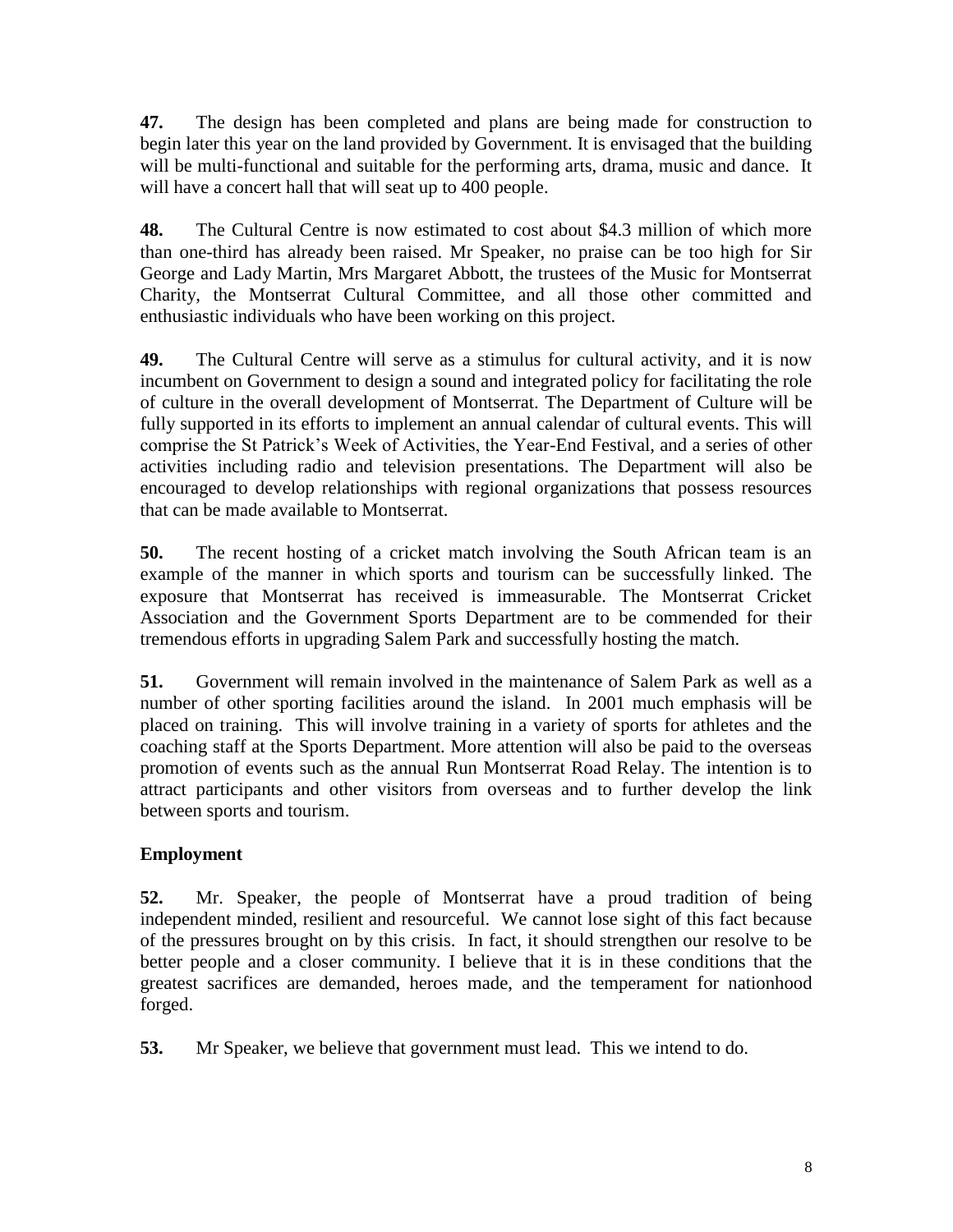**47.** The design has been completed and plans are being made for construction to begin later this year on the land provided by Government. It is envisaged that the building will be multi-functional and suitable for the performing arts, drama, music and dance. It will have a concert hall that will seat up to 400 people.

**48.** The Cultural Centre is now estimated to cost about $4.3 million of which more than one-third has already been raised. Mr Speaker, no praise can be too high for Sir George and Lady Martin, Mrs Margaret Abbott, the trustees of the Music for Montserrat Charity, the Montserrat Cultural Committee, and all those other committed and enthusiastic individuals who have been working on this project.

**49.** The Cultural Centre will serve as a stimulus for cultural activity, and it is now incumbent on Government to design a sound and integrated policy for facilitating the role of culture in the overall development of Montserrat. The Department of Culture will be fully supported in its efforts to implement an annual calendar of cultural events. This will comprise the St Patrick's Week of Activities, the Year-End Festival, and a series of other activities including radio and television presentations. The Department will also be encouraged to develop relationships with regional organizations that possess resources that can be made available to Montserrat.

**50.** The recent hosting of a cricket match involving the South African team is an example of the manner in which sports and tourism can be successfully linked. The exposure that Montserrat has received is immeasurable. The Montserrat Cricket Association and the Government Sports Department are to be commended for their tremendous efforts in upgrading Salem Park and successfully hosting the match.

**51.** Government will remain involved in the maintenance of Salem Park as well as a number of other sporting facilities around the island. In 2001 much emphasis will be placed on training. This will involve training in a variety of sports for athletes and the coaching staff at the Sports Department. More attention will also be paid to the overseas promotion of events such as the annual Run Montserrat Road Relay. The intention is to attract participants and other visitors from overseas and to further develop the link between sports and tourism.

**Employment**

**52.** Mr. Speaker, the people of Montserrat have a proud tradition of being independent minded, resilient and resourceful. We cannot lose sight of this fact because of the pressures brought on by this crisis. In fact, it should strengthen our resolve to be better people and a closer community. I believe that it is in these conditions that the greatest sacrifices are demanded, heroes made, and the temperament for nationhood forged.

**53.** Mr Speaker, we believe that government must lead. This we intend to do.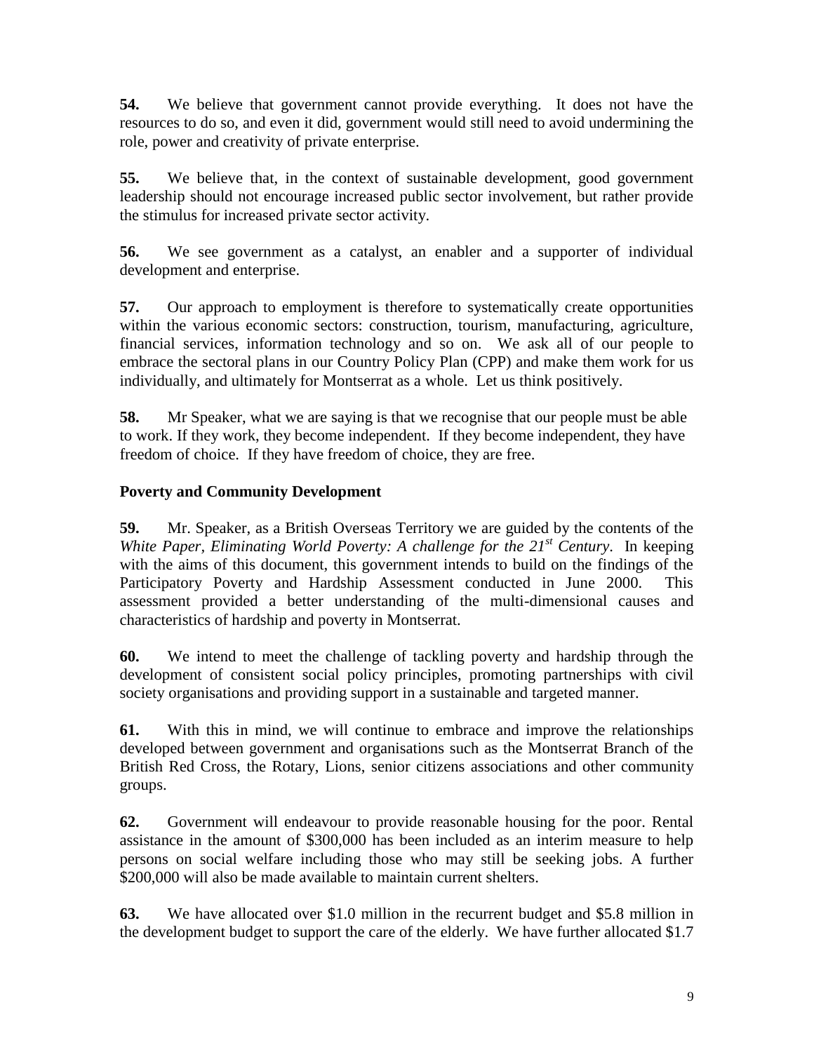**54.** We believe that government cannot provide everything. It does not have the resources to do so, and even it did, government would still need to avoid undermining the role, power and creativity of private enterprise.

**55.** We believe that, in the context of sustainable development, good government leadership should not encourage increased public sector involvement, but rather provide the stimulus for increased private sector activity.

**56.** We see government as a catalyst, an enabler and a supporter of individual development and enterprise.

**57.** Our approach to employment is therefore to systematically create opportunities within the various economic sectors: construction, tourism, manufacturing, agriculture, financial services, information technology and so on. We ask all of our people to embrace the sectoral plans in our Country Policy Plan (CPP) and make them work for us individually, and ultimately for Montserrat as a whole. Let us think positively.

**58.** Mr Speaker, what we are saying is that we recognise that our people must be able to work. If they work, they become independent. If they become independent, they have freedom of choice. If they have freedom of choice, they are free.

## Poverty and Community Development

**59.** Mr. Speaker, as a British Overseas Territory we are guided by the contents of the *White Paper, Eliminating World Poverty: A challenge for the 21st Century*. In keeping with the aims of this document, this government intends to build on the findings of the Participatory Poverty and Hardship Assessment conducted in June 2000. This assessment provided a better understanding of the multi-dimensional causes and characteristics of hardship and poverty in Montserrat.

**60.** We intend to meet the challenge of tackling poverty and hardship through the development of consistent social policy principles, promoting partnerships with civil society organisations and providing support in a sustainable and targeted manner.

**61.** With this in mind, we will continue to embrace and improve the relationships developed between government and organisations such as the Montserrat Branch of the British Red Cross, the Rotary, Lions, senior citizens associations and other community groups.

**62.** Government will endeavour to provide reasonable housing for the poor. Rental assistance in the amount of $300,000 has been included as an interim measure to help persons on social welfare including those who may still be seeking jobs. A further $200,000 will also be made available to maintain current shelters.

**63.** We have allocated over $1.0 million in the recurrent budget and $5.8 million in the development budget to support the care of the elderly. We have further allocated $1.7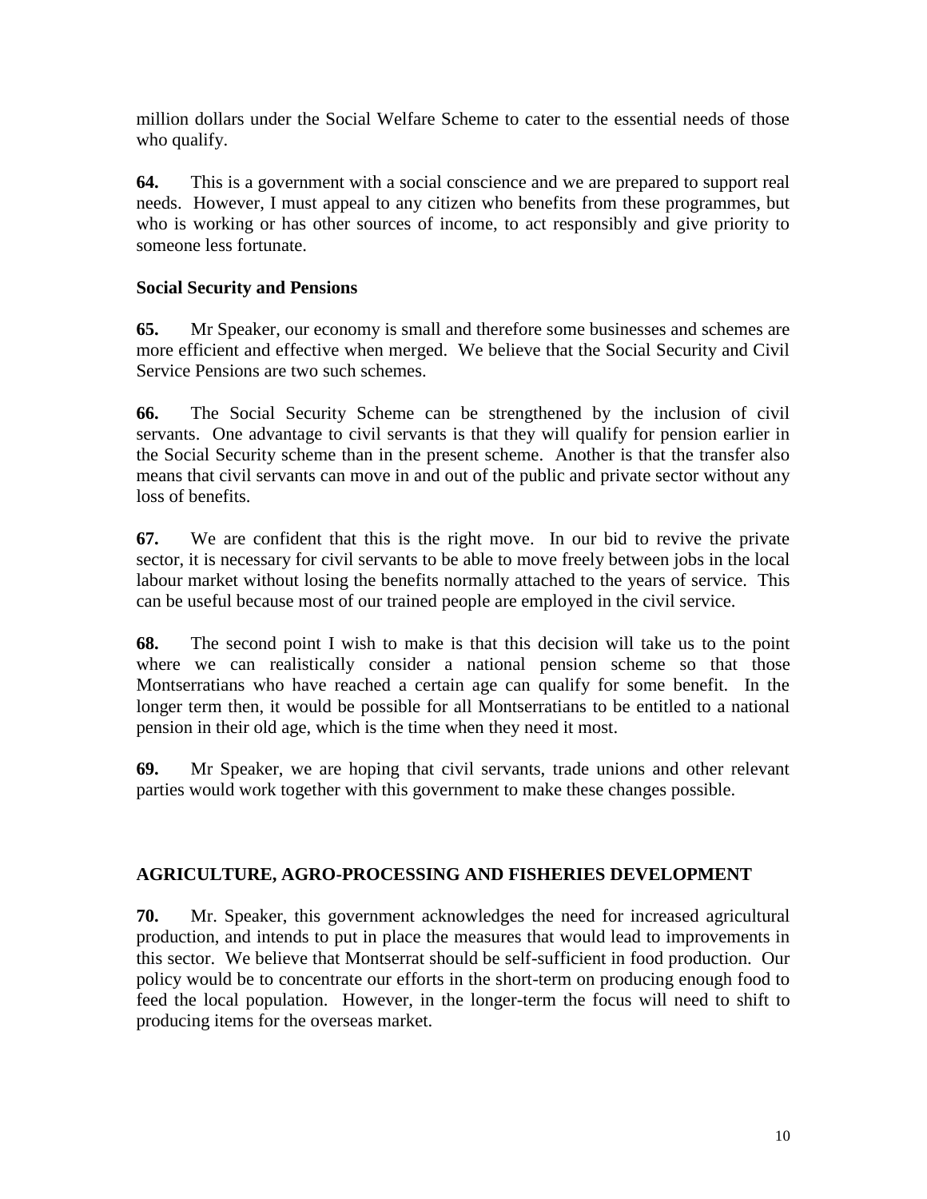million dollars under the Social Welfare Scheme to cater to the essential needs of those who qualify.

**64.** This is a government with a social conscience and we are prepared to support real needs. However, I must appeal to any citizen who benefits from these programmes, but who is working or has other sources of income, to act responsibly and give priority to someone less fortunate.

**Social Security and Pensions**

**65.** Mr Speaker, our economy is small and therefore some businesses and schemes are more efficient and effective when merged. We believe that the Social Security and Civil Service Pensions are two such schemes.

**66.** The Social Security Scheme can be strengthened by the inclusion of civil servants. One advantage to civil servants is that they will qualify for pension earlier in the Social Security scheme than in the present scheme. Another is that the transfer also means that civil servants can move in and out of the public and private sector without any loss of benefits.

**67.** We are confident that this is the right move. In our bid to revive the private sector, it is necessary for civil servants to be able to move freely between jobs in the local labour market without losing the benefits normally attached to the years of service. This can be useful because most of our trained people are employed in the civil service.

**68.** The second point I wish to make is that this decision will take us to the point where we can realistically consider a national pension scheme so that those Montserratians who have reached a certain age can qualify for some benefit. In the longer term then, it would be possible for all Montserratians to be entitled to a national pension in their old age, which is the time when they need it most.

**69.** Mr Speaker, we are hoping that civil servants, trade unions and other relevant parties would work together with this government to make these changes possible.

## AGRICULTURE, AGRO-PROCESSING AND FISHERIES DEVELOPMENT

**70.** Mr. Speaker, this government acknowledges the need for increased agricultural production, and intends to put in place the measures that would lead to improvements in this sector. We believe that Montserrat should be self-sufficient in food production. Our policy would be to concentrate our efforts in the short-term on producing enough food to feed the local population. However, in the longer-term the focus will need to shift to producing items for the overseas market.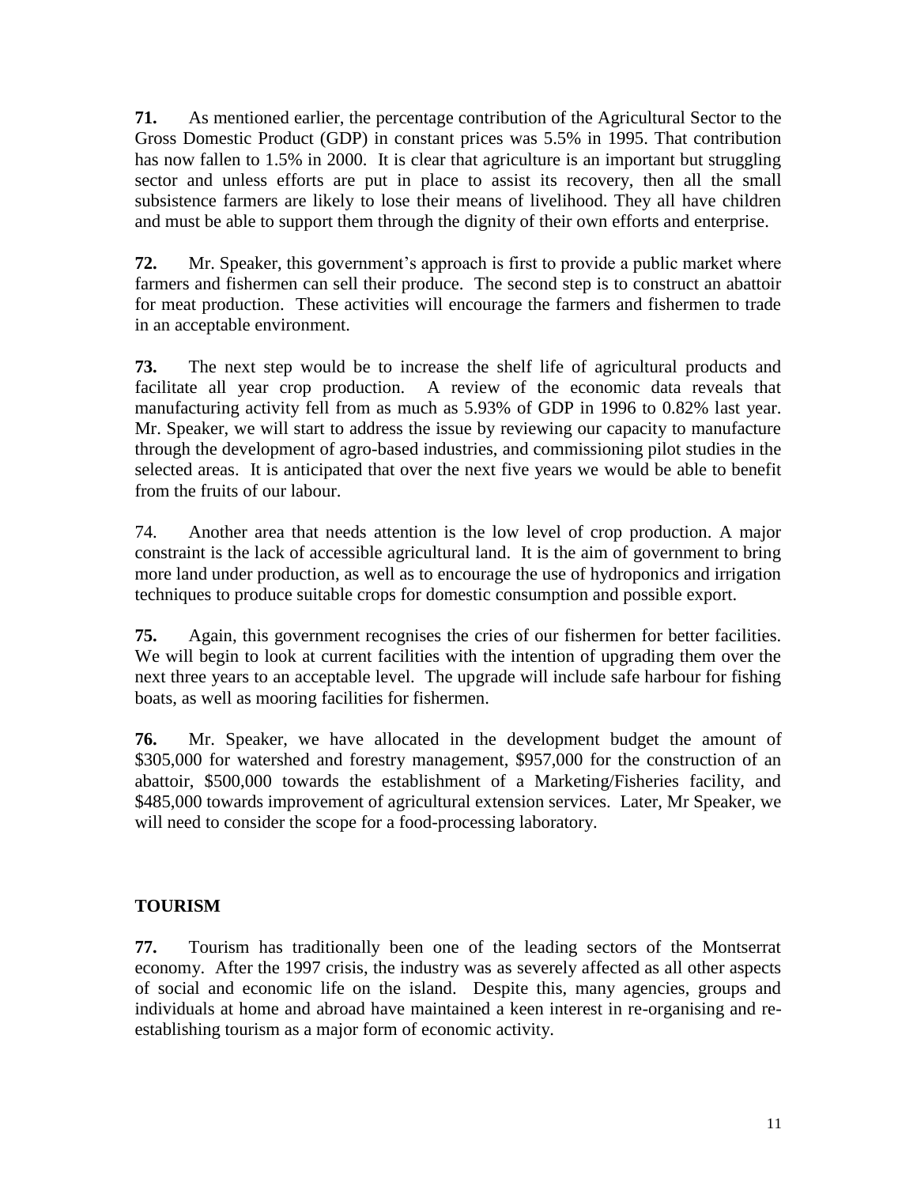**71.** As mentioned earlier, the percentage contribution of the Agricultural Sector to the Gross Domestic Product (GDP) in constant prices was 5.5% in 1995. That contribution has now fallen to 1.5% in 2000. It is clear that agriculture is an important but struggling sector and unless efforts are put in place to assist its recovery, then all the small subsistence farmers are likely to lose their means of livelihood. They all have children and must be able to support them through the dignity of their own efforts and enterprise.

**72.** Mr. Speaker, this government's approach is first to provide a public market where farmers and fishermen can sell their produce. The second step is to construct an abattoir for meat production. These activities will encourage the farmers and fishermen to trade in an acceptable environment.

**73.** The next step would be to increase the shelf life of agricultural products and facilitate all year crop production. A review of the economic data reveals that manufacturing activity fell from as much as 5.93% of GDP in 1996 to 0.82% last year. Mr. Speaker, we will start to address the issue by reviewing our capacity to manufacture through the development of agro-based industries, and commissioning pilot studies in the selected areas. It is anticipated that over the next five years we would be able to benefit from the fruits of our labour.

74. Another area that needs attention is the low level of crop production. A major constraint is the lack of accessible agricultural land. It is the aim of government to bring more land under production, as well as to encourage the use of hydroponics and irrigation techniques to produce suitable crops for domestic consumption and possible export.

**75.** Again, this government recognises the cries of our fishermen for better facilities. We will begin to look at current facilities with the intention of upgrading them over the next three years to an acceptable level. The upgrade will include safe harbour for fishing boats, as well as mooring facilities for fishermen.

**76.** Mr. Speaker, we have allocated in the development budget the amount of $305,000 for watershed and forestry management, $957,000 for the construction of an abattoir, $500,000 towards the establishment of a Marketing/Fisheries facility, and $485,000 towards improvement of agricultural extension services. Later, Mr Speaker, we will need to consider the scope for a food-processing laboratory.

## TOURISM

**77.** Tourism has traditionally been one of the leading sectors of the Montserrat economy. After the 1997 crisis, the industry was as severely affected as all other aspects of social and economic life on the island. Despite this, many agencies, groups and individuals at home and abroad have maintained a keen interest in re-organising and re-establishing tourism as a major form of economic activity.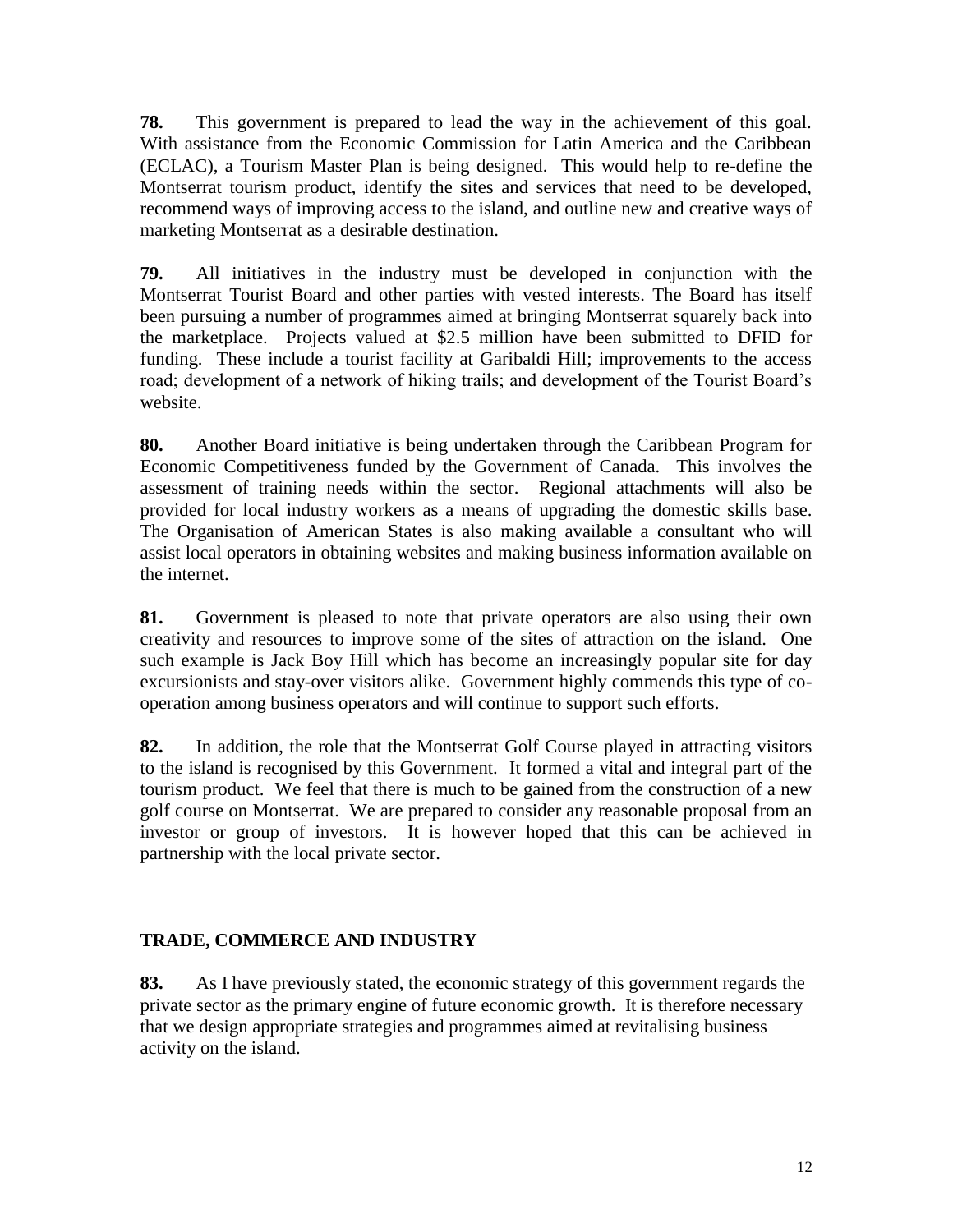**78.** This government is prepared to lead the way in the achievement of this goal. With assistance from the Economic Commission for Latin America and the Caribbean (ECLAC), a Tourism Master Plan is being designed. This would help to re-define the Montserrat tourism product, identify the sites and services that need to be developed, recommend ways of improving access to the island, and outline new and creative ways of marketing Montserrat as a desirable destination.

**79.** All initiatives in the industry must be developed in conjunction with the Montserrat Tourist Board and other parties with vested interests. The Board has itself been pursuing a number of programmes aimed at bringing Montserrat squarely back into the marketplace. Projects valued at $2.5 million have been submitted to DFID for funding. These include a tourist facility at Garibaldi Hill; improvements to the access road; development of a network of hiking trails; and development of the Tourist Board's website.

**80.** Another Board initiative is being undertaken through the Caribbean Program for Economic Competitiveness funded by the Government of Canada. This involves the assessment of training needs within the sector. Regional attachments will also be provided for local industry workers as a means of upgrading the domestic skills base. The Organisation of American States is also making available a consultant who will assist local operators in obtaining websites and making business information available on the internet.

**81.** Government is pleased to note that private operators are also using their own creativity and resources to improve some of the sites of attraction on the island. One such example is Jack Boy Hill which has become an increasingly popular site for day excursionists and stay-over visitors alike. Government highly commends this type of co-operation among business operators and will continue to support such efforts.

**82.** In addition, the role that the Montserrat Golf Course played in attracting visitors to the island is recognised by this Government. It formed a vital and integral part of the tourism product. We feel that there is much to be gained from the construction of a new golf course on Montserrat. We are prepared to consider any reasonable proposal from an investor or group of investors. It is however hoped that this can be achieved in partnership with the local private sector.

## TRADE, COMMERCE AND INDUSTRY

**83.** As I have previously stated, the economic strategy of this government regards the private sector as the primary engine of future economic growth. It is therefore necessary that we design appropriate strategies and programmes aimed at revitalising business activity on the island.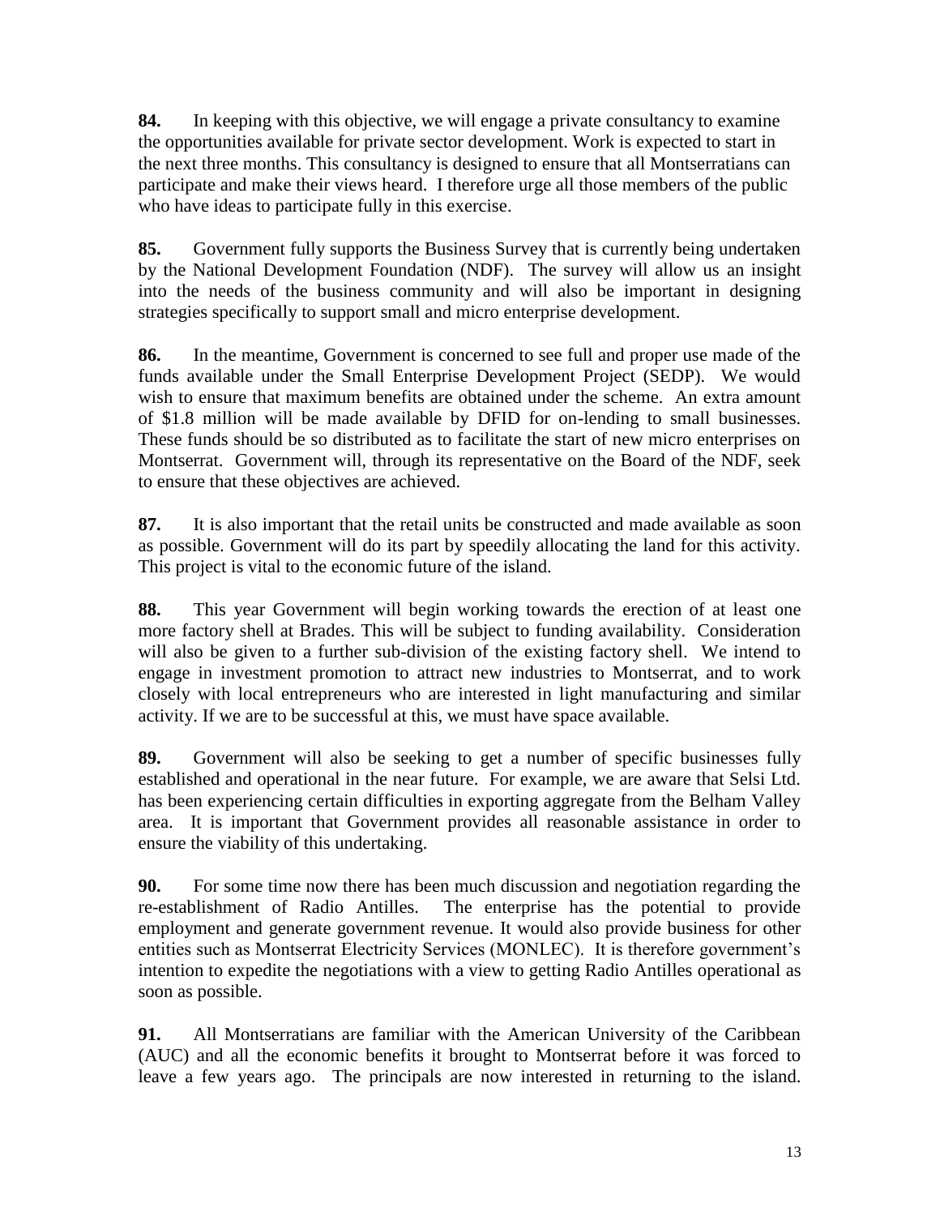**84.** In keeping with this objective, we will engage a private consultancy to examine the opportunities available for private sector development. Work is expected to start in the next three months. This consultancy is designed to ensure that all Montserratians can participate and make their views heard. I therefore urge all those members of the public who have ideas to participate fully in this exercise.

**85.** Government fully supports the Business Survey that is currently being undertaken by the National Development Foundation (NDF). The survey will allow us an insight into the needs of the business community and will also be important in designing strategies specifically to support small and micro enterprise development.

**86.** In the meantime, Government is concerned to see full and proper use made of the funds available under the Small Enterprise Development Project (SEDP). We would wish to ensure that maximum benefits are obtained under the scheme. An extra amount of $1.8 million will be made available by DFID for on-lending to small businesses. These funds should be so distributed as to facilitate the start of new micro enterprises on Montserrat. Government will, through its representative on the Board of the NDF, seek to ensure that these objectives are achieved.

**87.** It is also important that the retail units be constructed and made available as soon as possible. Government will do its part by speedily allocating the land for this activity. This project is vital to the economic future of the island.

**88.** This year Government will begin working towards the erection of at least one more factory shell at Brades. This will be subject to funding availability. Consideration will also be given to a further sub-division of the existing factory shell. We intend to engage in investment promotion to attract new industries to Montserrat, and to work closely with local entrepreneurs who are interested in light manufacturing and similar activity. If we are to be successful at this, we must have space available.

**89.** Government will also be seeking to get a number of specific businesses fully established and operational in the near future. For example, we are aware that Selsi Ltd. has been experiencing certain difficulties in exporting aggregate from the Belham Valley area. It is important that Government provides all reasonable assistance in order to ensure the viability of this undertaking.

**90.** For some time now there has been much discussion and negotiation regarding the re-establishment of Radio Antilles. The enterprise has the potential to provide employment and generate government revenue. It would also provide business for other entities such as Montserrat Electricity Services (MONLEC). It is therefore government's intention to expedite the negotiations with a view to getting Radio Antilles operational as soon as possible.

**91.** All Montserratians are familiar with the American University of the Caribbean (AUC) and all the economic benefits it brought to Montserrat before it was forced to leave a few years ago. The principals are now interested in returning to the island.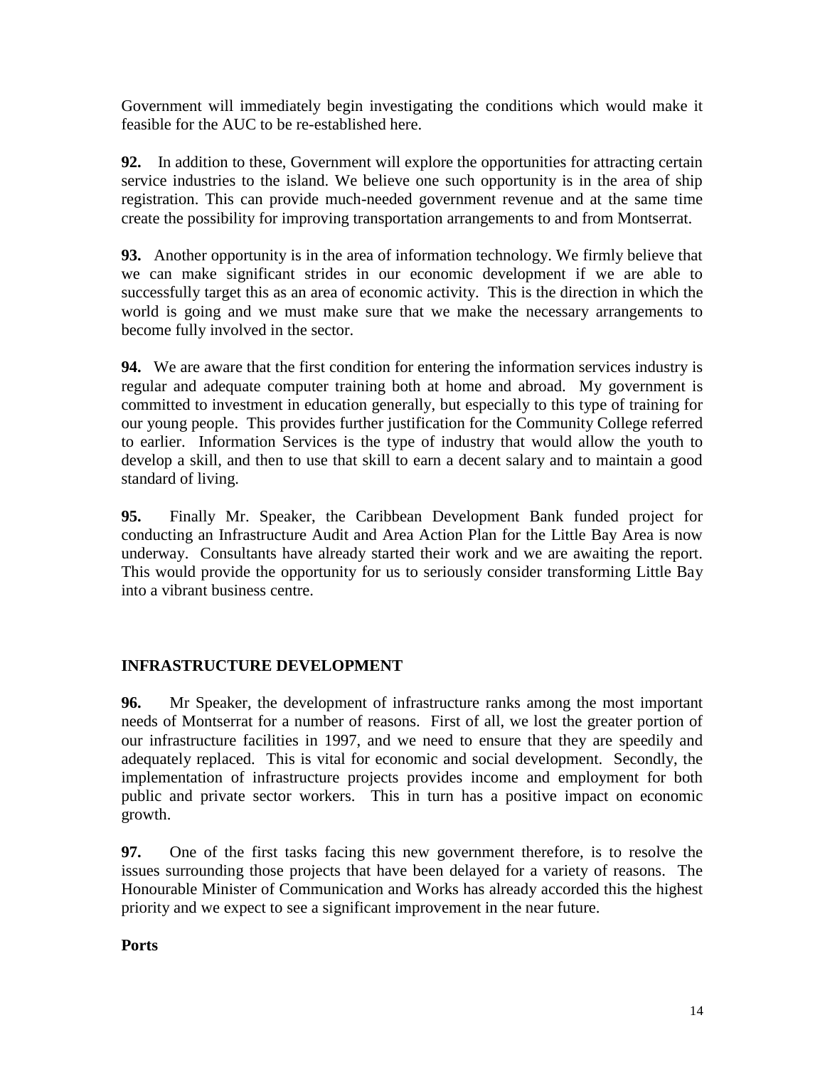Government will immediately begin investigating the conditions which would make it feasible for the AUC to be re-established here.

**92.** In addition to these, Government will explore the opportunities for attracting certain service industries to the island. We believe one such opportunity is in the area of ship registration. This can provide much-needed government revenue and at the same time create the possibility for improving transportation arrangements to and from Montserrat.

**93.** Another opportunity is in the area of information technology. We firmly believe that we can make significant strides in our economic development if we are able to successfully target this as an area of economic activity. This is the direction in which the world is going and we must make sure that we make the necessary arrangements to become fully involved in the sector.

**94.** We are aware that the first condition for entering the information services industry is regular and adequate computer training both at home and abroad. My government is committed to investment in education generally, but especially to this type of training for our young people. This provides further justification for the Community College referred to earlier. Information Services is the type of industry that would allow the youth to develop a skill, and then to use that skill to earn a decent salary and to maintain a good standard of living.

**95.** Finally Mr. Speaker, the Caribbean Development Bank funded project for conducting an Infrastructure Audit and Area Action Plan for the Little Bay Area is now underway. Consultants have already started their work and we are awaiting the report. This would provide the opportunity for us to seriously consider transforming Little Bay into a vibrant business centre.

## INFRASTRUCTURE DEVELOPMENT

**96.** Mr Speaker, the development of infrastructure ranks among the most important needs of Montserrat for a number of reasons. First of all, we lost the greater portion of our infrastructure facilities in 1997, and we need to ensure that they are speedily and adequately replaced. This is vital for economic and social development. Secondly, the implementation of infrastructure projects provides income and employment for both public and private sector workers. This in turn has a positive impact on economic growth.

**97.** One of the first tasks facing this new government therefore, is to resolve the issues surrounding those projects that have been delayed for a variety of reasons. The Honourable Minister of Communication and Works has already accorded this the highest priority and we expect to see a significant improvement in the near future.

### Ports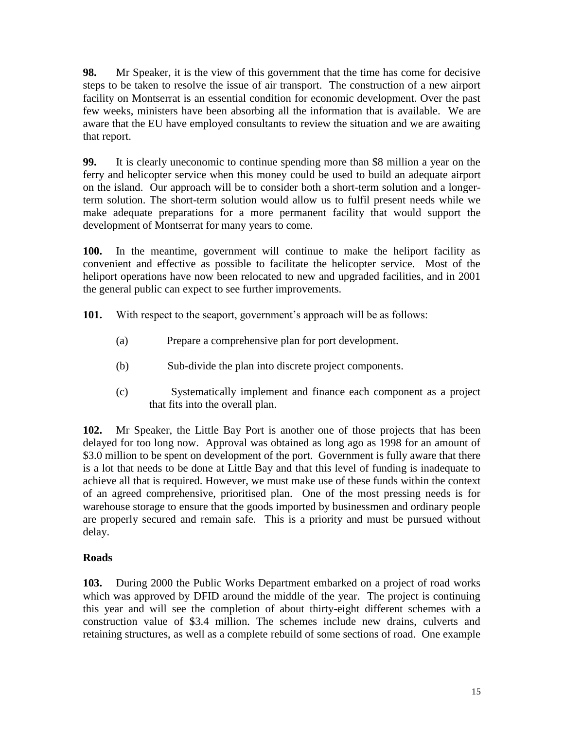**98.** Mr Speaker, it is the view of this government that the time has come for decisive steps to be taken to resolve the issue of air transport. The construction of a new airport facility on Montserrat is an essential condition for economic development. Over the past few weeks, ministers have been absorbing all the information that is available. We are aware that the EU have employed consultants to review the situation and we are awaiting that report.

**99.** It is clearly uneconomic to continue spending more than $8 million a year on the ferry and helicopter service when this money could be used to build an adequate airport on the island. Our approach will be to consider both a short-term solution and a longer-term solution. The short-term solution would allow us to fulfil present needs while we make adequate preparations for a more permanent facility that would support the development of Montserrat for many years to come.

**100.** In the meantime, government will continue to make the heliport facility as convenient and effective as possible to facilitate the helicopter service. Most of the heliport operations have now been relocated to new and upgraded facilities, and in 2001 the general public can expect to see further improvements.

**101.** With respect to the seaport, government's approach will be as follows:

(a) Prepare a comprehensive plan for port development.

(b) Sub-divide the plan into discrete project components.

(c) Systematically implement and finance each component as a project that fits into the overall plan.

**102.** Mr Speaker, the Little Bay Port is another one of those projects that has been delayed for too long now. Approval was obtained as long ago as 1998 for an amount of $3.0 million to be spent on development of the port. Government is fully aware that there is a lot that needs to be done at Little Bay and that this level of funding is inadequate to achieve all that is required. However, we must make use of these funds within the context of an agreed comprehensive, prioritised plan. One of the most pressing needs is for warehouse storage to ensure that the goods imported by businessmen and ordinary people are properly secured and remain safe. This is a priority and must be pursued without delay.

**Roads**

**103.** During 2000 the Public Works Department embarked on a project of road works which was approved by DFID around the middle of the year. The project is continuing this year and will see the completion of about thirty-eight different schemes with a construction value of $3.4 million. The schemes include new drains, culverts and retaining structures, as well as a complete rebuild of some sections of road. One example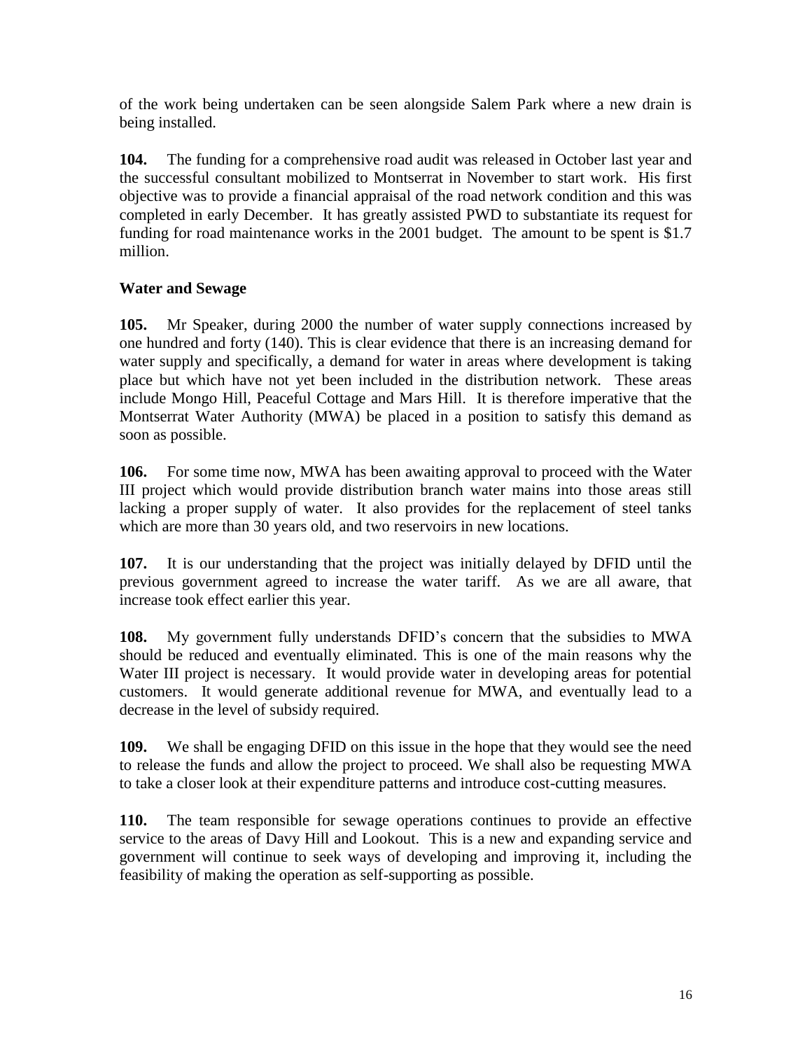of the work being undertaken can be seen alongside Salem Park where a new drain is being installed.

**104.** The funding for a comprehensive road audit was released in October last year and the successful consultant mobilized to Montserrat in November to start work. His first objective was to provide a financial appraisal of the road network condition and this was completed in early December. It has greatly assisted PWD to substantiate its request for funding for road maintenance works in the 2001 budget. The amount to be spent is $1.7 million.

**Water and Sewage**

**105.** Mr Speaker, during 2000 the number of water supply connections increased by one hundred and forty (140). This is clear evidence that there is an increasing demand for water supply and specifically, a demand for water in areas where development is taking place but which have not yet been included in the distribution network. These areas include Mongo Hill, Peaceful Cottage and Mars Hill. It is therefore imperative that the Montserrat Water Authority (MWA) be placed in a position to satisfy this demand as soon as possible.

**106.** For some time now, MWA has been awaiting approval to proceed with the Water III project which would provide distribution branch water mains into those areas still lacking a proper supply of water. It also provides for the replacement of steel tanks which are more than 30 years old, and two reservoirs in new locations.

**107.** It is our understanding that the project was initially delayed by DFID until the previous government agreed to increase the water tariff. As we are all aware, that increase took effect earlier this year.

**108.** My government fully understands DFID's concern that the subsidies to MWA should be reduced and eventually eliminated. This is one of the main reasons why the Water III project is necessary. It would provide water in developing areas for potential customers. It would generate additional revenue for MWA, and eventually lead to a decrease in the level of subsidy required.

**109.** We shall be engaging DFID on this issue in the hope that they would see the need to release the funds and allow the project to proceed. We shall also be requesting MWA to take a closer look at their expenditure patterns and introduce cost-cutting measures.

**110.** The team responsible for sewage operations continues to provide an effective service to the areas of Davy Hill and Lookout. This is a new and expanding service and government will continue to seek ways of developing and improving it, including the feasibility of making the operation as self-supporting as possible.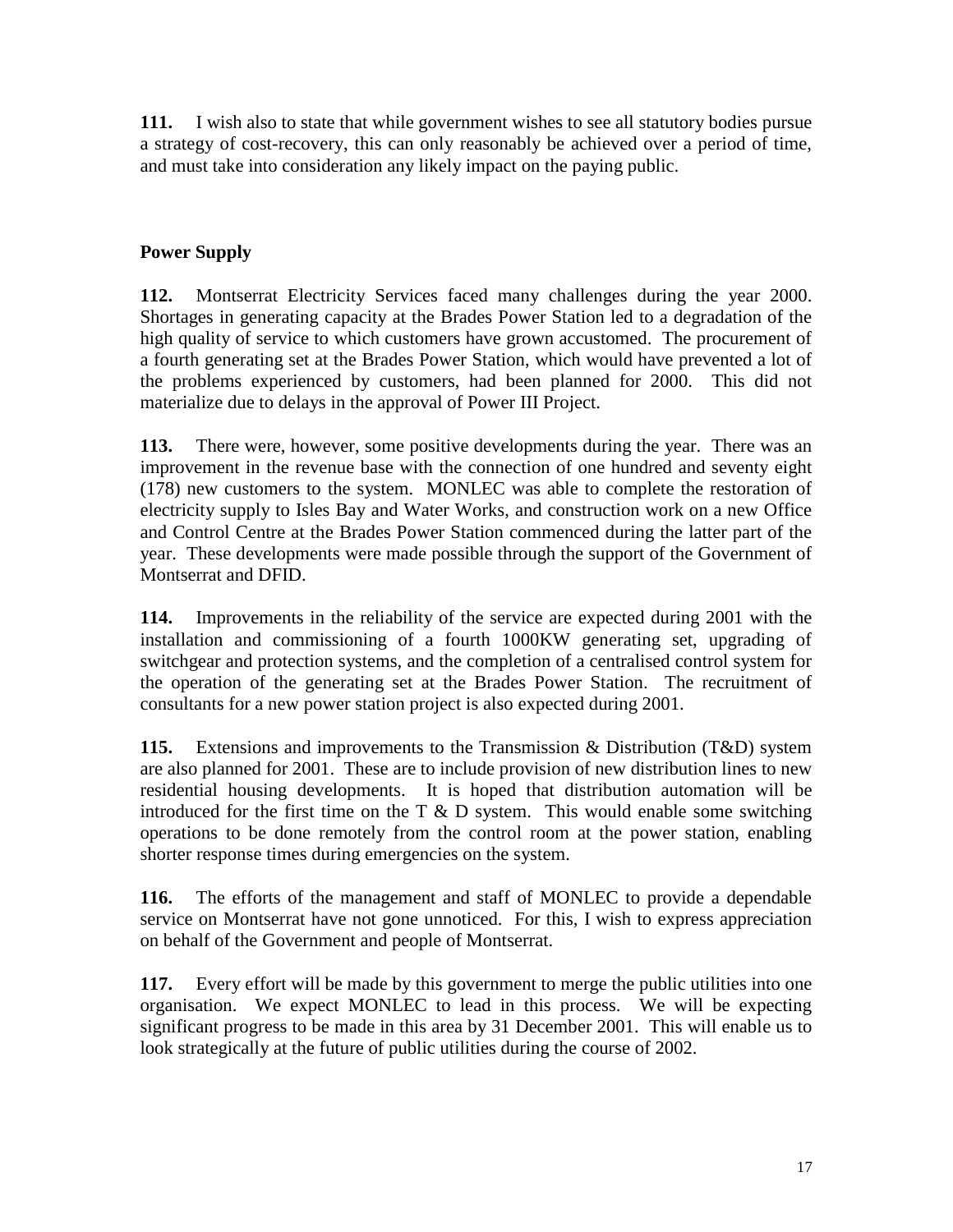**111.** I wish also to state that while government wishes to see all statutory bodies pursue a strategy of cost-recovery, this can only reasonably be achieved over a period of time, and must take into consideration any likely impact on the paying public.

## Power Supply

**112.** Montserrat Electricity Services faced many challenges during the year 2000. Shortages in generating capacity at the Brades Power Station led to a degradation of the high quality of service to which customers have grown accustomed. The procurement of a fourth generating set at the Brades Power Station, which would have prevented a lot of the problems experienced by customers, had been planned for 2000. This did not materialize due to delays in the approval of Power III Project.

**113.** There were, however, some positive developments during the year. There was an improvement in the revenue base with the connection of one hundred and seventy eight (178) new customers to the system. MONLEC was able to complete the restoration of electricity supply to Isles Bay and Water Works, and construction work on a new Office and Control Centre at the Brades Power Station commenced during the latter part of the year. These developments were made possible through the support of the Government of Montserrat and DFID.

**114.** Improvements in the reliability of the service are expected during 2001 with the installation and commissioning of a fourth 1000KW generating set, upgrading of switchgear and protection systems, and the completion of a centralised control system for the operation of the generating set at the Brades Power Station. The recruitment of consultants for a new power station project is also expected during 2001.

**115.** Extensions and improvements to the Transmission & Distribution (T&D) system are also planned for 2001. These are to include provision of new distribution lines to new residential housing developments. It is hoped that distribution automation will be introduced for the first time on the T & D system. This would enable some switching operations to be done remotely from the control room at the power station, enabling shorter response times during emergencies on the system.

**116.** The efforts of the management and staff of MONLEC to provide a dependable service on Montserrat have not gone unnoticed. For this, I wish to express appreciation on behalf of the Government and people of Montserrat.

**117.** Every effort will be made by this government to merge the public utilities into one organisation. We expect MONLEC to lead in this process. We will be expecting significant progress to be made in this area by 31 December 2001. This will enable us to look strategically at the future of public utilities during the course of 2002.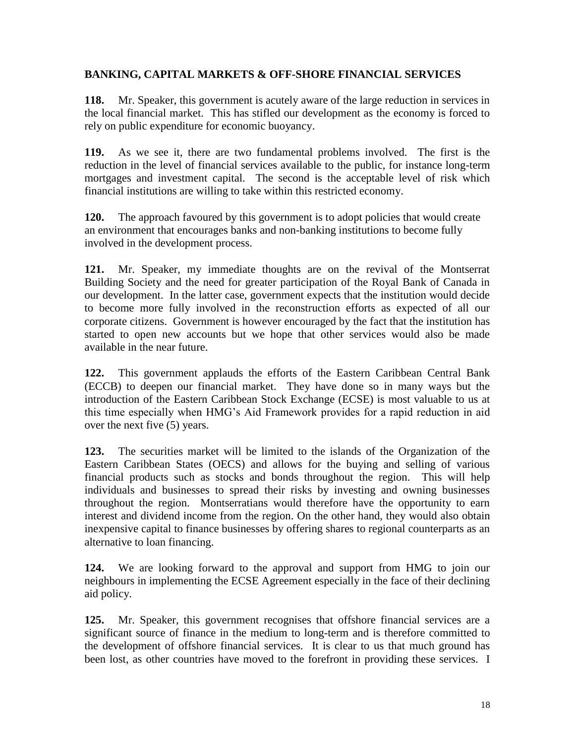## BANKING, CAPITAL MARKETS & OFF-SHORE FINANCIAL SERVICES

**118.** Mr. Speaker, this government is acutely aware of the large reduction in services in the local financial market. This has stifled our development as the economy is forced to rely on public expenditure for economic buoyancy.

**119.** As we see it, there are two fundamental problems involved. The first is the reduction in the level of financial services available to the public, for instance long-term mortgages and investment capital. The second is the acceptable level of risk which financial institutions are willing to take within this restricted economy.

**120.** The approach favoured by this government is to adopt policies that would create an environment that encourages banks and non-banking institutions to become fully involved in the development process.

**121.** Mr. Speaker, my immediate thoughts are on the revival of the Montserrat Building Society and the need for greater participation of the Royal Bank of Canada in our development. In the latter case, government expects that the institution would decide to become more fully involved in the reconstruction efforts as expected of all our corporate citizens. Government is however encouraged by the fact that the institution has started to open new accounts but we hope that other services would also be made available in the near future.

**122.** This government applauds the efforts of the Eastern Caribbean Central Bank (ECCB) to deepen our financial market. They have done so in many ways but the introduction of the Eastern Caribbean Stock Exchange (ECSE) is most valuable to us at this time especially when HMG's Aid Framework provides for a rapid reduction in aid over the next five (5) years.

**123.** The securities market will be limited to the islands of the Organization of the Eastern Caribbean States (OECS) and allows for the buying and selling of various financial products such as stocks and bonds throughout the region. This will help individuals and businesses to spread their risks by investing and owning businesses throughout the region. Montserratians would therefore have the opportunity to earn interest and dividend income from the region. On the other hand, they would also obtain inexpensive capital to finance businesses by offering shares to regional counterparts as an alternative to loan financing.

**124.** We are looking forward to the approval and support from HMG to join our neighbours in implementing the ECSE Agreement especially in the face of their declining aid policy.

**125.** Mr. Speaker, this government recognises that offshore financial services are a significant source of finance in the medium to long-term and is therefore committed to the development of offshore financial services. It is clear to us that much ground has been lost, as other countries have moved to the forefront in providing these services. I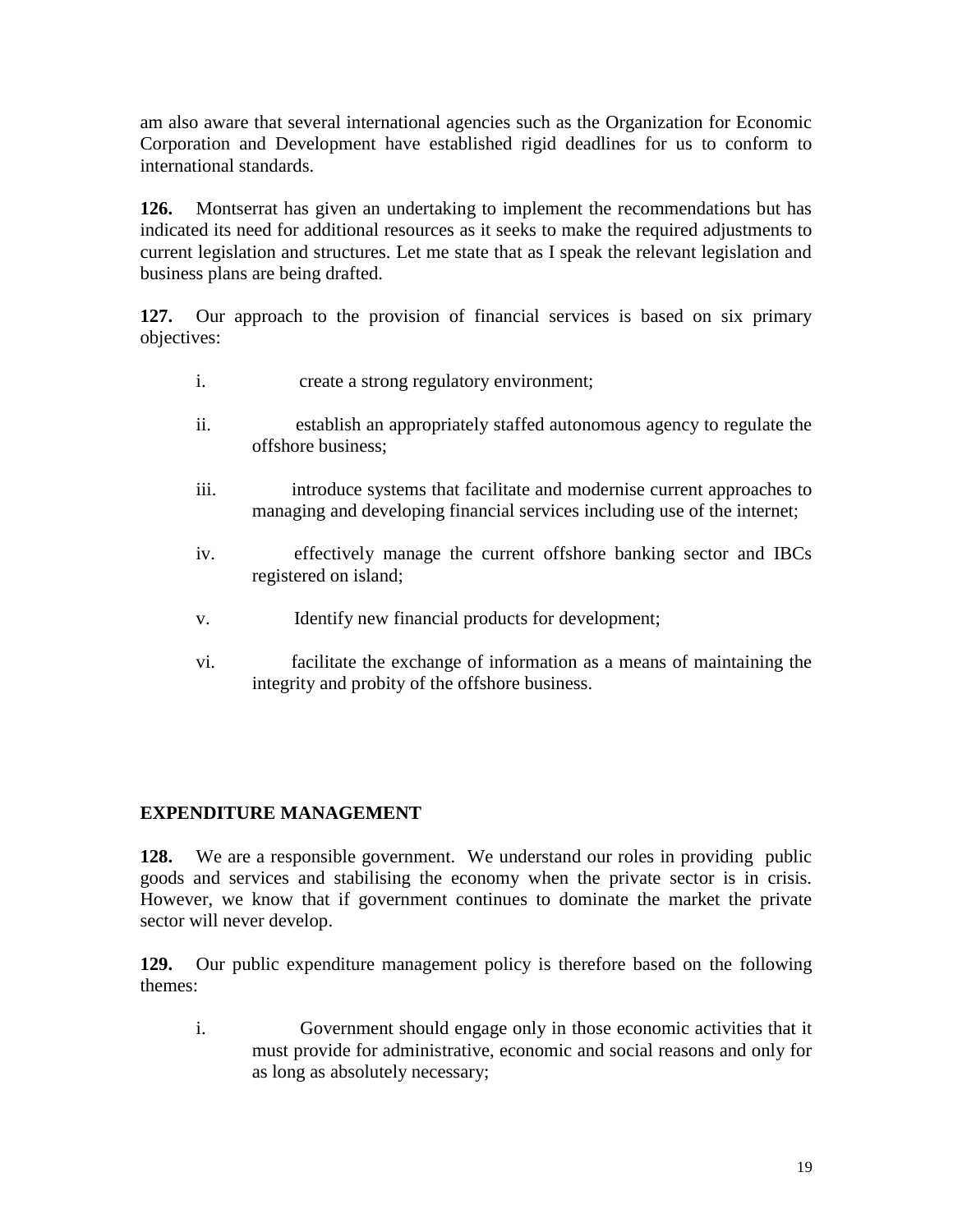am also aware that several international agencies such as the Organization for Economic Corporation and Development have established rigid deadlines for us to conform to international standards.

**126.** Montserrat has given an undertaking to implement the recommendations but has indicated its need for additional resources as it seeks to make the required adjustments to current legislation and structures. Let me state that as I speak the relevant legislation and business plans are being drafted.

**127.** Our approach to the provision of financial services is based on six primary objectives:

- i. create a strong regulatory environment;
- ii. establish an appropriately staffed autonomous agency to regulate the offshore business;
- iii. introduce systems that facilitate and modernise current approaches to managing and developing financial services including use of the internet;
- iv. effectively manage the current offshore banking sector and IBCs registered on island;
- v. Identify new financial products for development;
- vi. facilitate the exchange of information as a means of maintaining the integrity and probity of the offshore business.

## EXPENDITURE MANAGEMENT

**128.** We are a responsible government. We understand our roles in providing public goods and services and stabilising the economy when the private sector is in crisis. However, we know that if government continues to dominate the market the private sector will never develop.

**129.** Our public expenditure management policy is therefore based on the following themes:

- i. Government should engage only in those economic activities that it must provide for administrative, economic and social reasons and only for as long as absolutely necessary;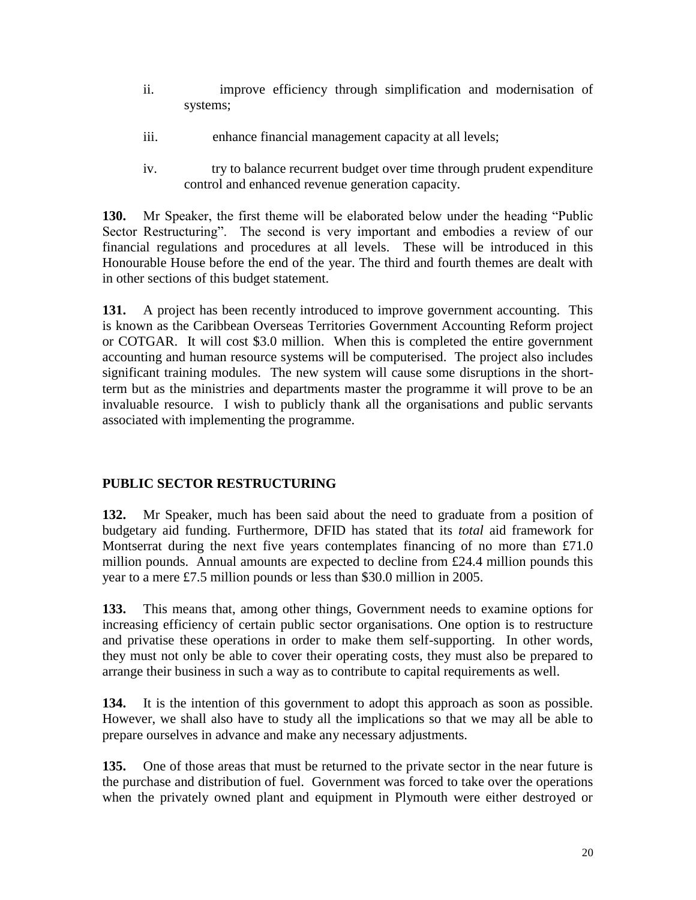ii. improve efficiency through simplification and modernisation of systems;

iii. enhance financial management capacity at all levels;

iv. try to balance recurrent budget over time through prudent expenditure control and enhanced revenue generation capacity.

**130.** Mr Speaker, the first theme will be elaborated below under the heading "Public Sector Restructuring". The second is very important and embodies a review of our financial regulations and procedures at all levels. These will be introduced in this Honourable House before the end of the year. The third and fourth themes are dealt with in other sections of this budget statement.

**131.** A project has been recently introduced to improve government accounting. This is known as the Caribbean Overseas Territories Government Accounting Reform project or COTGAR. It will cost $3.0 million. When this is completed the entire government accounting and human resource systems will be computerised. The project also includes significant training modules. The new system will cause some disruptions in the short-term but as the ministries and departments master the programme it will prove to be an invaluable resource. I wish to publicly thank all the organisations and public servants associated with implementing the programme.

## PUBLIC SECTOR RESTRUCTURING

**132.** Mr Speaker, much has been said about the need to graduate from a position of budgetary aid funding. Furthermore, DFID has stated that its *total* aid framework for Montserrat during the next five years contemplates financing of no more than £71.0 million pounds. Annual amounts are expected to decline from £24.4 million pounds this year to a mere £7.5 million pounds or less than $30.0 million in 2005.

**133.** This means that, among other things, Government needs to examine options for increasing efficiency of certain public sector organisations. One option is to restructure and privatise these operations in order to make them self-supporting. In other words, they must not only be able to cover their operating costs, they must also be prepared to arrange their business in such a way as to contribute to capital requirements as well.

**134.** It is the intention of this government to adopt this approach as soon as possible. However, we shall also have to study all the implications so that we may all be able to prepare ourselves in advance and make any necessary adjustments.

**135.** One of those areas that must be returned to the private sector in the near future is the purchase and distribution of fuel. Government was forced to take over the operations when the privately owned plant and equipment in Plymouth were either destroyed or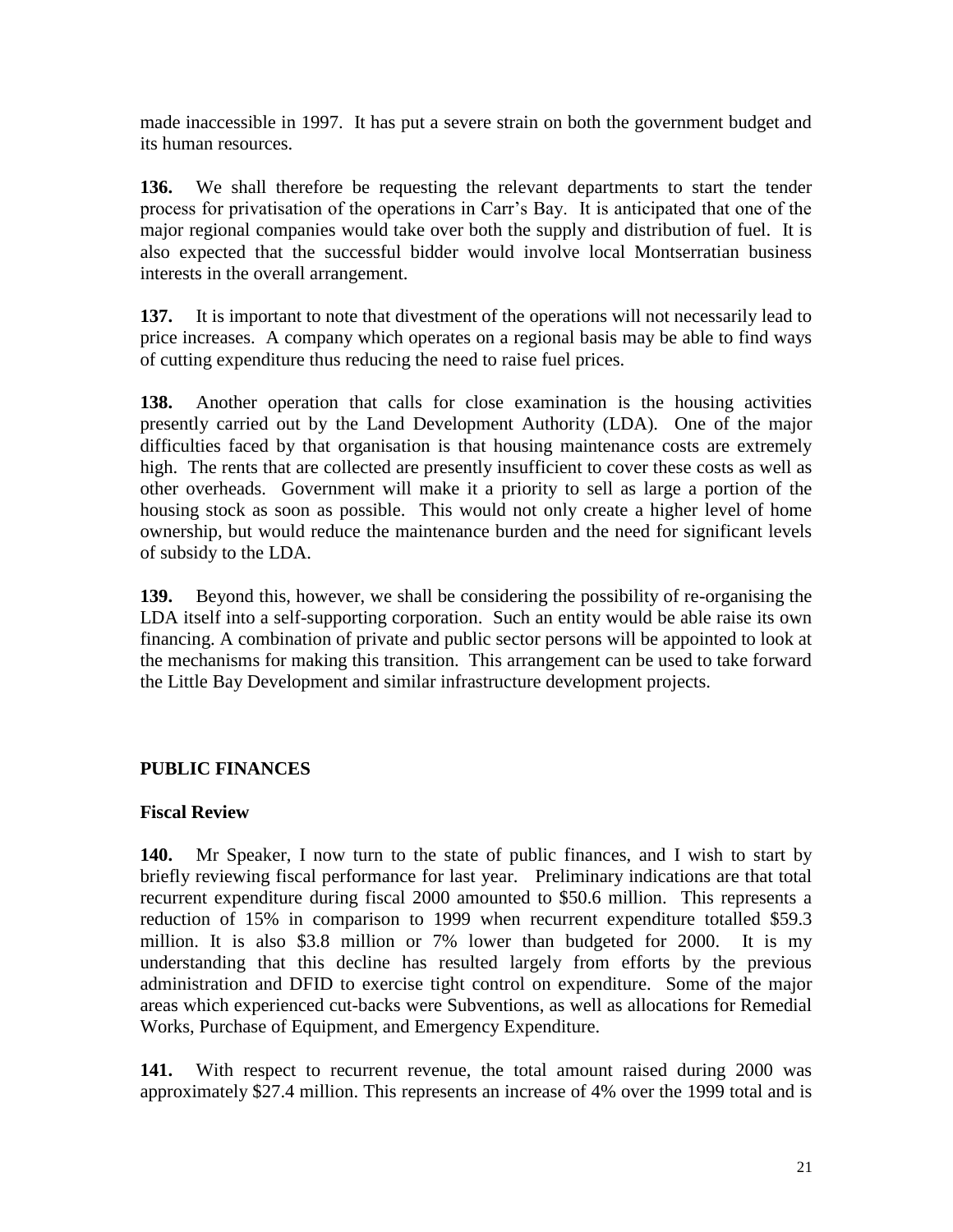made inaccessible in 1997. It has put a severe strain on both the government budget and its human resources.

**136.** We shall therefore be requesting the relevant departments to start the tender process for privatisation of the operations in Carr's Bay. It is anticipated that one of the major regional companies would take over both the supply and distribution of fuel. It is also expected that the successful bidder would involve local Montserratian business interests in the overall arrangement.

**137.** It is important to note that divestment of the operations will not necessarily lead to price increases. A company which operates on a regional basis may be able to find ways of cutting expenditure thus reducing the need to raise fuel prices.

**138.** Another operation that calls for close examination is the housing activities presently carried out by the Land Development Authority (LDA). One of the major difficulties faced by that organisation is that housing maintenance costs are extremely high. The rents that are collected are presently insufficient to cover these costs as well as other overheads. Government will make it a priority to sell as large a portion of the housing stock as soon as possible. This would not only create a higher level of home ownership, but would reduce the maintenance burden and the need for significant levels of subsidy to the LDA.

**139.** Beyond this, however, we shall be considering the possibility of re-organising the LDA itself into a self-supporting corporation. Such an entity would be able raise its own financing. A combination of private and public sector persons will be appointed to look at the mechanisms for making this transition. This arrangement can be used to take forward the Little Bay Development and similar infrastructure development projects.

## PUBLIC FINANCES

### Fiscal Review

**140.** Mr Speaker, I now turn to the state of public finances, and I wish to start by briefly reviewing fiscal performance for last year. Preliminary indications are that total recurrent expenditure during fiscal 2000 amounted to \$50.6 million. This represents a reduction of 15% in comparison to 1999 when recurrent expenditure totalled \$59.3 million. It is also \$3.8 million or 7% lower than budgeted for 2000. It is my understanding that this decline has resulted largely from efforts by the previous administration and DFID to exercise tight control on expenditure. Some of the major areas which experienced cut-backs were Subventions, as well as allocations for Remedial Works, Purchase of Equipment, and Emergency Expenditure.

**141.** With respect to recurrent revenue, the total amount raised during 2000 was approximately \$27.4 million. This represents an increase of 4% over the 1999 total and is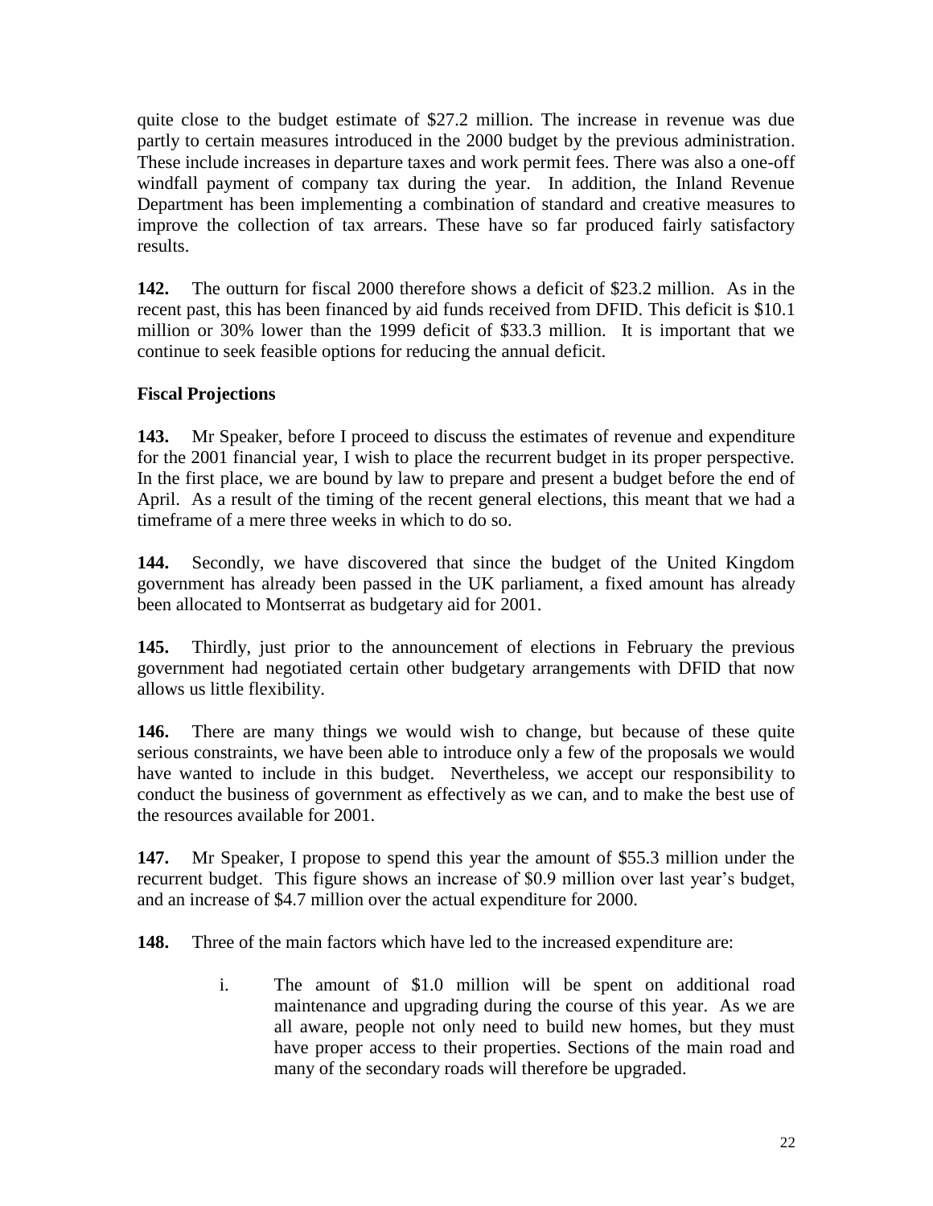quite close to the budget estimate of $27.2 million. The increase in revenue was due partly to certain measures introduced in the 2000 budget by the previous administration. These include increases in departure taxes and work permit fees. There was also a one-off windfall payment of company tax during the year. In addition, the Inland Revenue Department has been implementing a combination of standard and creative measures to improve the collection of tax arrears. These have so far produced fairly satisfactory results.

**142.** The outturn for fiscal 2000 therefore shows a deficit of $23.2 million. As in the recent past, this has been financed by aid funds received from DFID. This deficit is $10.1 million or 30% lower than the 1999 deficit of $33.3 million. It is important that we continue to seek feasible options for reducing the annual deficit.

**Fiscal Projections**

**143.** Mr Speaker, before I proceed to discuss the estimates of revenue and expenditure for the 2001 financial year, I wish to place the recurrent budget in its proper perspective. In the first place, we are bound by law to prepare and present a budget before the end of April. As a result of the timing of the recent general elections, this meant that we had a timeframe of a mere three weeks in which to do so.

**144.** Secondly, we have discovered that since the budget of the United Kingdom government has already been passed in the UK parliament, a fixed amount has already been allocated to Montserrat as budgetary aid for 2001.

**145.** Thirdly, just prior to the announcement of elections in February the previous government had negotiated certain other budgetary arrangements with DFID that now allows us little flexibility.

**146.** There are many things we would wish to change, but because of these quite serious constraints, we have been able to introduce only a few of the proposals we would have wanted to include in this budget. Nevertheless, we accept our responsibility to conduct the business of government as effectively as we can, and to make the best use of the resources available for 2001.

**147.** Mr Speaker, I propose to spend this year the amount of $55.3 million under the recurrent budget. This figure shows an increase of $0.9 million over last year's budget, and an increase of $4.7 million over the actual expenditure for 2000.

**148.** Three of the main factors which have led to the increased expenditure are:

i. The amount of $1.0 million will be spent on additional road maintenance and upgrading during the course of this year. As we are all aware, people not only need to build new homes, but they must have proper access to their properties. Sections of the main road and many of the secondary roads will therefore be upgraded.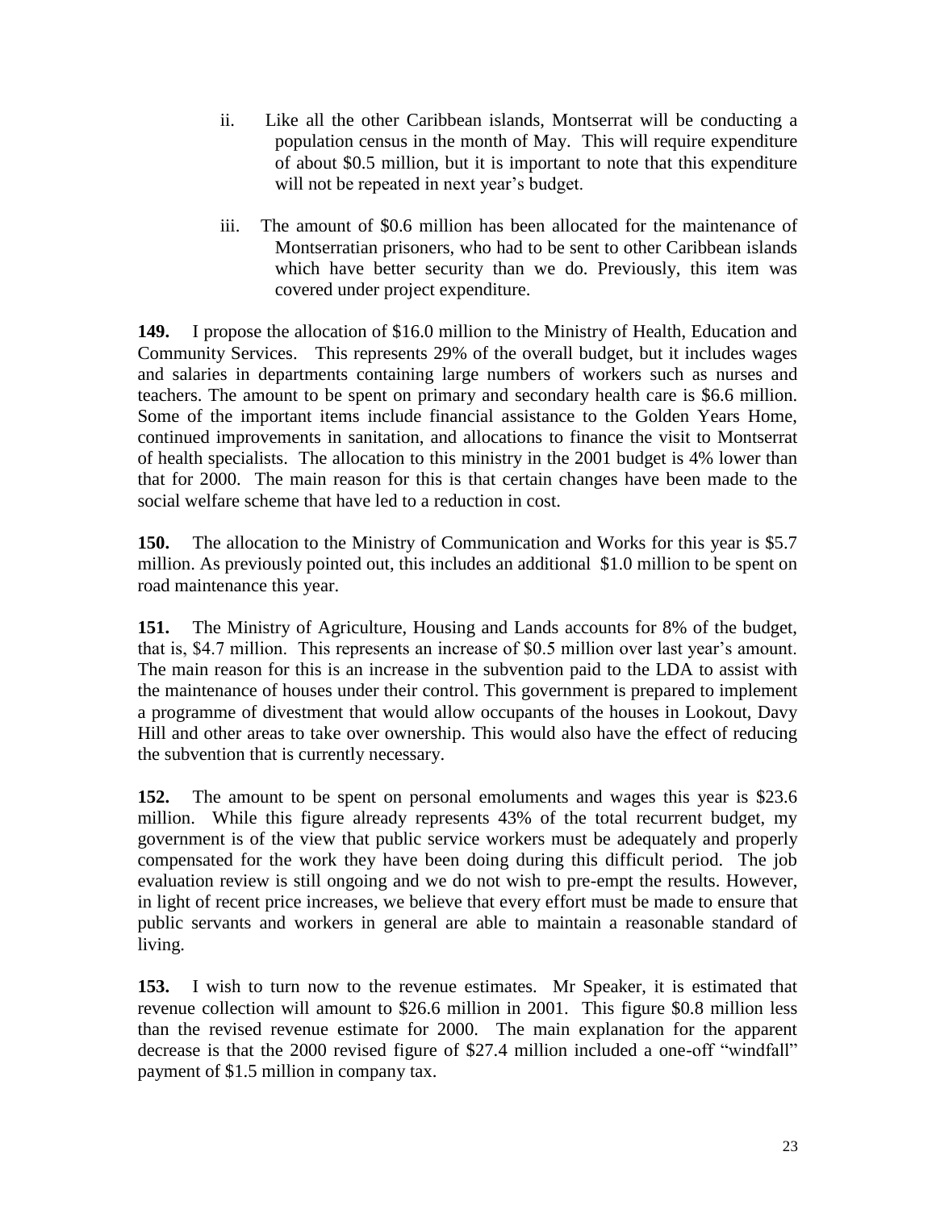ii. Like all the other Caribbean islands, Montserrat will be conducting a population census in the month of May. This will require expenditure of about $0.5 million, but it is important to note that this expenditure will not be repeated in next year's budget.

iii. The amount of $0.6 million has been allocated for the maintenance of Montserratian prisoners, who had to be sent to other Caribbean islands which have better security than we do. Previously, this item was covered under project expenditure.

**149.** I propose the allocation of $16.0 million to the Ministry of Health, Education and Community Services. This represents 29% of the overall budget, but it includes wages and salaries in departments containing large numbers of workers such as nurses and teachers. The amount to be spent on primary and secondary health care is $6.6 million. Some of the important items include financial assistance to the Golden Years Home, continued improvements in sanitation, and allocations to finance the visit to Montserrat of health specialists. The allocation to this ministry in the 2001 budget is 4% lower than that for 2000. The main reason for this is that certain changes have been made to the social welfare scheme that have led to a reduction in cost.

**150.** The allocation to the Ministry of Communication and Works for this year is $5.7 million. As previously pointed out, this includes an additional $1.0 million to be spent on road maintenance this year.

**151.** The Ministry of Agriculture, Housing and Lands accounts for 8% of the budget, that is, $4.7 million. This represents an increase of $0.5 million over last year's amount. The main reason for this is an increase in the subvention paid to the LDA to assist with the maintenance of houses under their control. This government is prepared to implement a programme of divestment that would allow occupants of the houses in Lookout, Davy Hill and other areas to take over ownership. This would also have the effect of reducing the subvention that is currently necessary.

**152.** The amount to be spent on personal emoluments and wages this year is $23.6 million. While this figure already represents 43% of the total recurrent budget, my government is of the view that public service workers must be adequately and properly compensated for the work they have been doing during this difficult period. The job evaluation review is still ongoing and we do not wish to pre-empt the results. However, in light of recent price increases, we believe that every effort must be made to ensure that public servants and workers in general are able to maintain a reasonable standard of living.

**153.** I wish to turn now to the revenue estimates. Mr Speaker, it is estimated that revenue collection will amount to $26.6 million in 2001. This figure $0.8 million less than the revised revenue estimate for 2000. The main explanation for the apparent decrease is that the 2000 revised figure of $27.4 million included a one-off "windfall" payment of $1.5 million in company tax.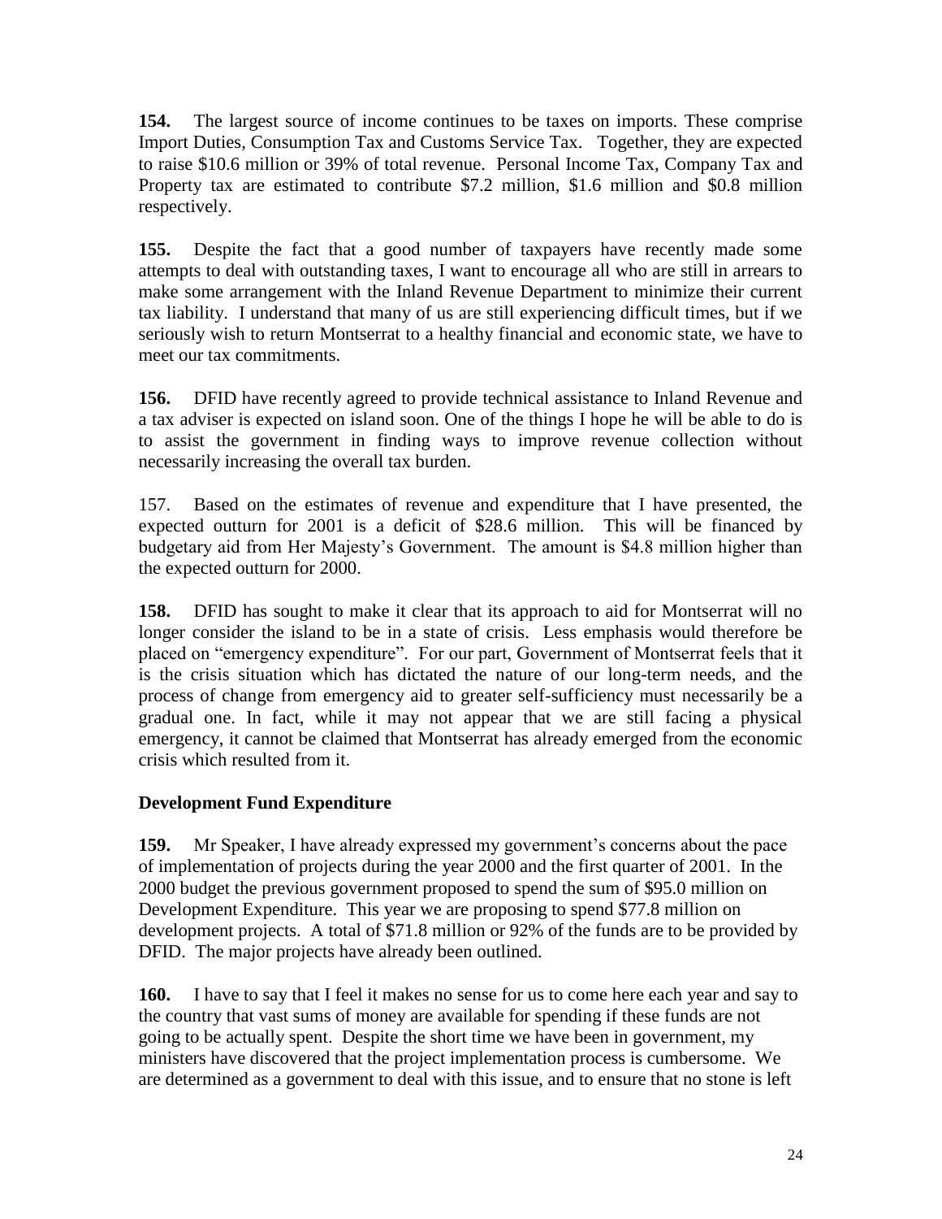**154.** The largest source of income continues to be taxes on imports. These comprise Import Duties, Consumption Tax and Customs Service Tax. Together, they are expected to raise $10.6 million or 39% of total revenue. Personal Income Tax, Company Tax and Property tax are estimated to contribute $7.2 million, $1.6 million and $0.8 million respectively.

**155.** Despite the fact that a good number of taxpayers have recently made some attempts to deal with outstanding taxes, I want to encourage all who are still in arrears to make some arrangement with the Inland Revenue Department to minimize their current tax liability. I understand that many of us are still experiencing difficult times, but if we seriously wish to return Montserrat to a healthy financial and economic state, we have to meet our tax commitments.

**156.** DFID have recently agreed to provide technical assistance to Inland Revenue and a tax adviser is expected on island soon. One of the things I hope he will be able to do is to assist the government in finding ways to improve revenue collection without necessarily increasing the overall tax burden.

157. Based on the estimates of revenue and expenditure that I have presented, the expected outturn for 2001 is a deficit of $28.6 million. This will be financed by budgetary aid from Her Majesty's Government. The amount is $4.8 million higher than the expected outturn for 2000.

**158.** DFID has sought to make it clear that its approach to aid for Montserrat will no longer consider the island to be in a state of crisis. Less emphasis would therefore be placed on "emergency expenditure". For our part, Government of Montserrat feels that it is the crisis situation which has dictated the nature of our long-term needs, and the process of change from emergency aid to greater self-sufficiency must necessarily be a gradual one. In fact, while it may not appear that we are still facing a physical emergency, it cannot be claimed that Montserrat has already emerged from the economic crisis which resulted from it.

## Development Fund Expenditure

**159.** Mr Speaker, I have already expressed my government's concerns about the pace of implementation of projects during the year 2000 and the first quarter of 2001. In the 2000 budget the previous government proposed to spend the sum of $95.0 million on Development Expenditure. This year we are proposing to spend $77.8 million on development projects. A total of $71.8 million or 92% of the funds are to be provided by DFID. The major projects have already been outlined.

**160.** I have to say that I feel it makes no sense for us to come here each year and say to the country that vast sums of money are available for spending if these funds are not going to be actually spent. Despite the short time we have been in government, my ministers have discovered that the project implementation process is cumbersome. We are determined as a government to deal with this issue, and to ensure that no stone is left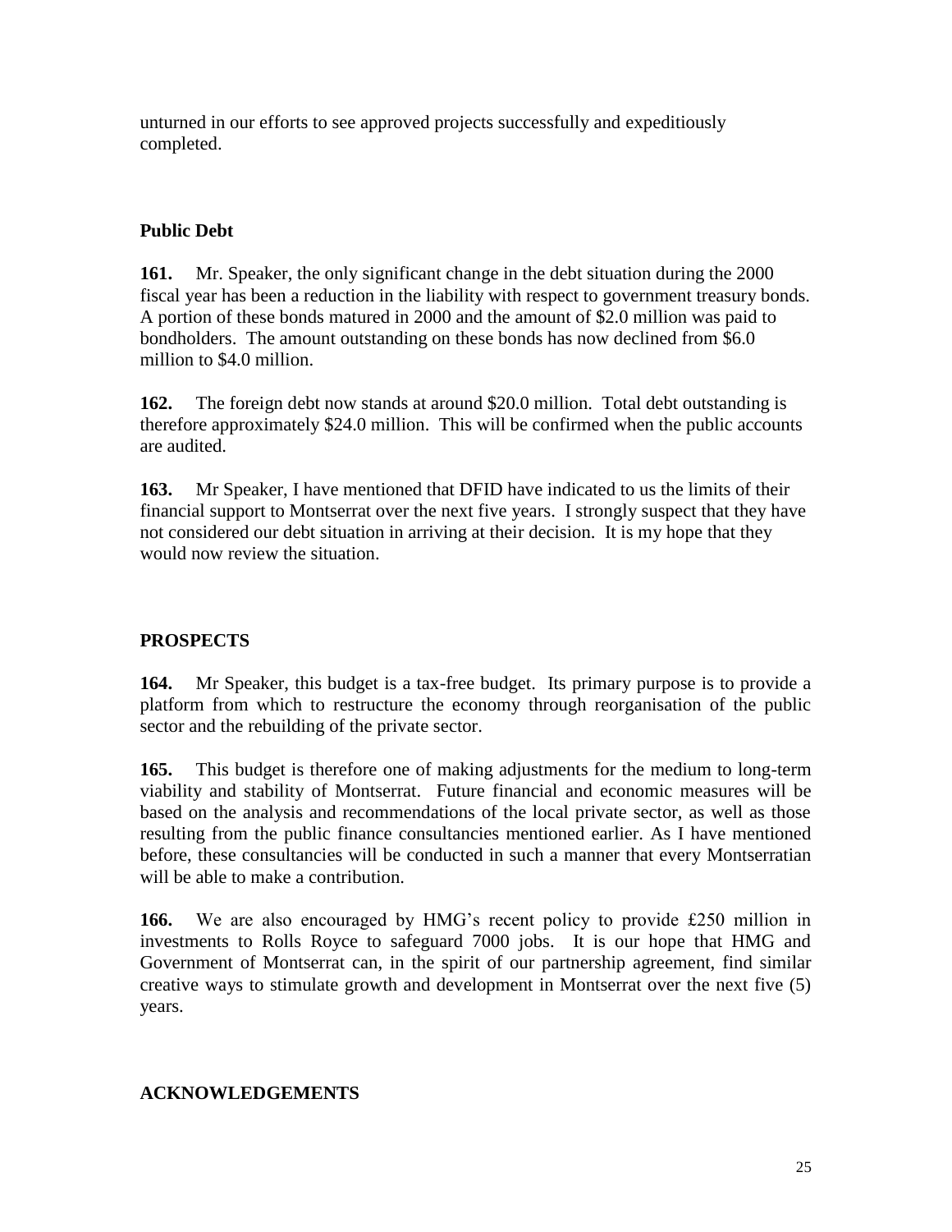unturned in our efforts to see approved projects successfully and expeditiously completed.

## Public Debt

**161.** Mr. Speaker, the only significant change in the debt situation during the 2000 fiscal year has been a reduction in the liability with respect to government treasury bonds. A portion of these bonds matured in 2000 and the amount of $2.0 million was paid to bondholders. The amount outstanding on these bonds has now declined from $6.0 million to $4.0 million.

**162.** The foreign debt now stands at around $20.0 million. Total debt outstanding is therefore approximately $24.0 million. This will be confirmed when the public accounts are audited.

**163.** Mr Speaker, I have mentioned that DFID have indicated to us the limits of their financial support to Montserrat over the next five years. I strongly suspect that they have not considered our debt situation in arriving at their decision. It is my hope that they would now review the situation.

## PROSPECTS

**164.** Mr Speaker, this budget is a tax-free budget. Its primary purpose is to provide a platform from which to restructure the economy through reorganisation of the public sector and the rebuilding of the private sector.

**165.** This budget is therefore one of making adjustments for the medium to long-term viability and stability of Montserrat. Future financial and economic measures will be based on the analysis and recommendations of the local private sector, as well as those resulting from the public finance consultancies mentioned earlier. As I have mentioned before, these consultancies will be conducted in such a manner that every Montserratian will be able to make a contribution.

**166.** We are also encouraged by HMG's recent policy to provide £250 million in investments to Rolls Royce to safeguard 7000 jobs. It is our hope that HMG and Government of Montserrat can, in the spirit of our partnership agreement, find similar creative ways to stimulate growth and development in Montserrat over the next five (5) years.

## ACKNOWLEDGEMENTS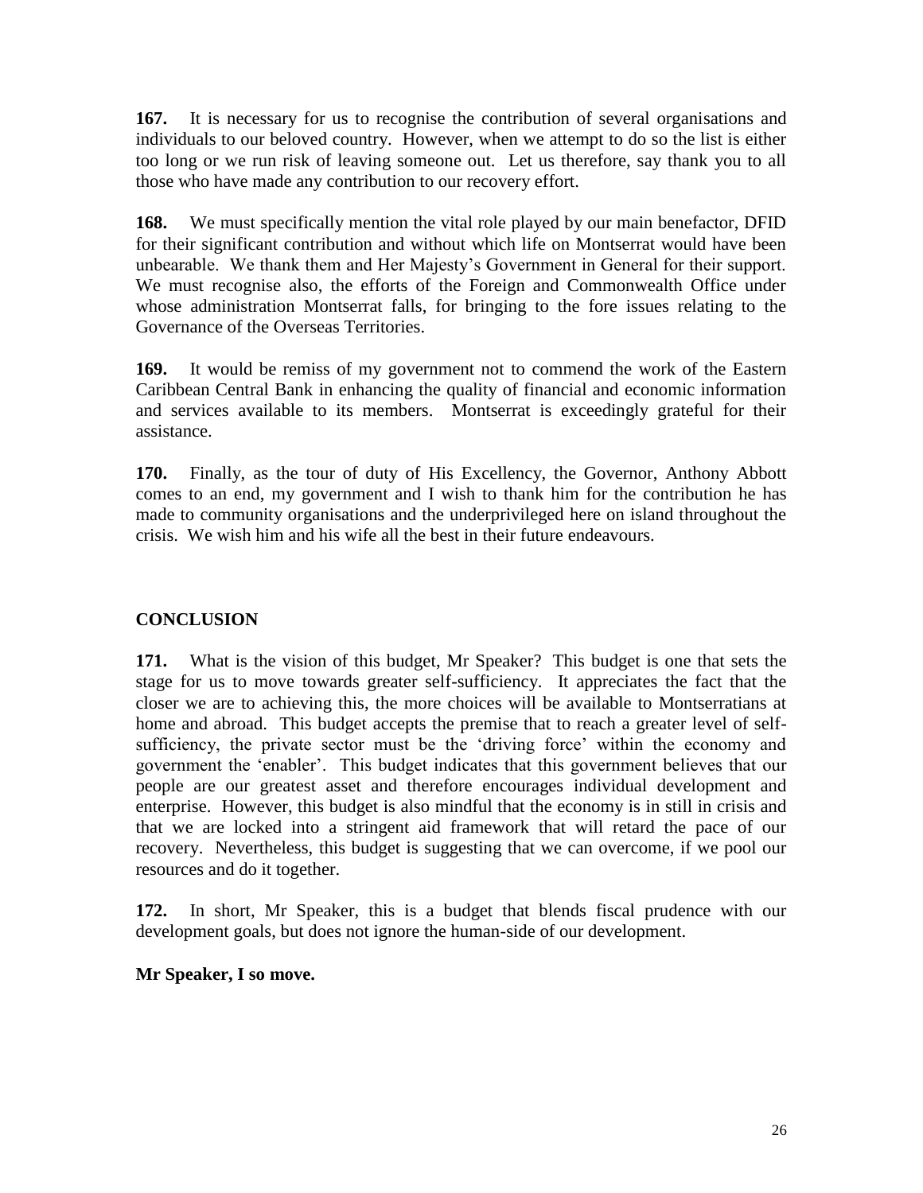**167.** It is necessary for us to recognise the contribution of several organisations and individuals to our beloved country. However, when we attempt to do so the list is either too long or we run risk of leaving someone out. Let us therefore, say thank you to all those who have made any contribution to our recovery effort.

**168.** We must specifically mention the vital role played by our main benefactor, DFID for their significant contribution and without which life on Montserrat would have been unbearable. We thank them and Her Majesty's Government in General for their support. We must recognise also, the efforts of the Foreign and Commonwealth Office under whose administration Montserrat falls, for bringing to the fore issues relating to the Governance of the Overseas Territories.

**169.** It would be remiss of my government not to commend the work of the Eastern Caribbean Central Bank in enhancing the quality of financial and economic information and services available to its members. Montserrat is exceedingly grateful for their assistance.

**170.** Finally, as the tour of duty of His Excellency, the Governor, Anthony Abbott comes to an end, my government and I wish to thank him for the contribution he has made to community organisations and the underprivileged here on island throughout the crisis. We wish him and his wife all the best in their future endeavours.

## CONCLUSION

**171.** What is the vision of this budget, Mr Speaker? This budget is one that sets the stage for us to move towards greater self-sufficiency. It appreciates the fact that the closer we are to achieving this, the more choices will be available to Montserratians at home and abroad. This budget accepts the premise that to reach a greater level of self-sufficiency, the private sector must be the 'driving force' within the economy and government the 'enabler'. This budget indicates that this government believes that our people are our greatest asset and therefore encourages individual development and enterprise. However, this budget is also mindful that the economy is in still in crisis and that we are locked into a stringent aid framework that will retard the pace of our recovery. Nevertheless, this budget is suggesting that we can overcome, if we pool our resources and do it together.

**172.** In short, Mr Speaker, this is a budget that blends fiscal prudence with our development goals, but does not ignore the human-side of our development.

**Mr Speaker, I so move.**